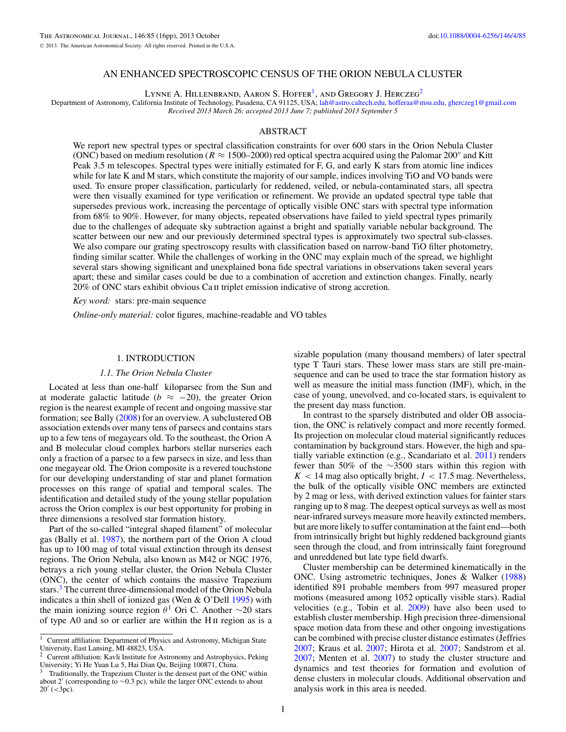# AN ENHANCED SPECTROSCOPIC CENSUS OF THE ORION NEBULA CLUSTER

Lynne A. Hillenbrand, Aaron S. Hoffer[1], and Gregory J. Herczeg[2]

Department of Astronomy, California Institute of Technology, Pasadena, CA 91125, USA; lah@astro.caltech.edu, hofferaa@msu.edu, gherczeg1@gmail.com

*Received 2013 March 26; accepted 2013 June 7; published 2013 September 5*

## ABSTRACT

We report new spectral types or spectral classification constraints for over 600 stars in the Orion Nebula Cluster (ONC) based on medium resolution ($R \approx 1500$–$2000$) red optical spectra acquired using the Palomar 200″ and Kitt Peak 3.5 m telescopes. Spectral types were initially estimated for F, G, and early K stars from atomic line indices while for late K and M stars, which constitute the majority of our sample, indices involving TiO and VO bands were used. To ensure proper classification, particularly for reddened, veiled, or nebula-contaminated stars, all spectra were then visually examined for type verification or refinement. We provide an updated spectral type table that supersedes previous work, increasing the percentage of optically visible ONC stars with spectral type information from 68% to 90%. However, for many objects, repeated observations have failed to yield spectral types primarily due to the challenges of adequate sky subtraction against a bright and spatially variable nebular background. The scatter between our new and our previously determined spectral types is approximately two spectral sub-classes. We also compare our grating spectroscopy results with classification based on narrow-band TiO filter photometry, finding similar scatter. While the challenges of working in the ONC may explain much of the spread, we highlight several stars showing significant and unexplained bona fide spectral variations in observations taken several years apart; these and similar cases could be due to a combination of accretion and extinction changes. Finally, nearly 20% of ONC stars exhibit obvious Ca II triplet emission indicative of strong accretion.

*Key word:* stars: pre-main sequence

*Online-only material:* color figures, machine-readable and VO tables

## 1. INTRODUCTION

### 1.1. The Orion Nebula Cluster

Located at less than one-half kiloparsec from the Sun and at moderate galactic latitude ($b \approx -20$), the greater Orion region is the nearest example of recent and ongoing massive star formation; see Bally (2008) for an overview. A subclustered OB association extends over many tens of parsecs and contains stars up to a few tens of megayears old. To the southeast, the Orion A and B molecular cloud complex harbors stellar nurseries each only a fraction of a parsec to a few parsecs in size, and less than one megayear old. The Orion composite is a revered touchstone for our developing understanding of star and planet formation processes on this range of spatial and temporal scales. The identification and detailed study of the young stellar population across the Orion complex is our best opportunity for probing in three dimensions a resolved star formation history.

Part of the so-called "integral shaped filament" of molecular gas (Bally et al. 1987), the northern part of the Orion A cloud has up to 100 mag of total visual extinction through its densest regions. The Orion Nebula, also known as M42 or NGC 1976, betrays a rich young stellar cluster, the Orion Nebula Cluster (ONC), the center of which contains the massive Trapezium stars.[3] The current three-dimensional model of the Orion Nebula indicates a thin shell of ionized gas (Wen & O'Dell 1995) with the main ionizing source region $\theta^1$ Ori C. Another ~20 stars of type A0 and so or earlier are within the H II region as is a sizable population (many thousand members) of later spectral type T Tauri stars. These lower mass stars are still pre-main-sequence and can be used to trace the star formation history as well as measure the initial mass function (IMF), which, in the case of young, unevolved, and co-located stars, is equivalent to the present day mass function.

In contrast to the sparsely distributed and older OB association, the ONC is relatively compact and more recently formed. Its projection on molecular cloud material significantly reduces contamination by background stars. However, the high and spatially variable extinction (e.g., Scandariato et al. 2011) renders fewer than 50% of the ~3500 stars within this region with $K < 14$ mag also optically bright, $I < 17.5$ mag. Nevertheless, the bulk of the optically visible ONC members are extincted by 2 mag or less, with derived extinction values for fainter stars ranging up to 8 mag. The deepest optical surveys as well as most near-infrared surveys measure more heavily extincted members, but are more likely to suffer contamination at the faint end—both from intrinsically bright but highly reddened background giants seen through the cloud, and from intrinsically faint foreground and unreddened but late type field dwarfs.

Cluster membership can be determined kinematically in the ONC. Using astrometric techniques, Jones & Walker (1988) identified 891 probable members from 997 measured proper motions (measured among 1052 optically visible stars). Radial velocities (e.g., Tobin et al. 2009) have also been used to establish cluster membership. High precision three-dimensional space motion data from these and other ongoing investigations can be combined with precise cluster distance estimates (Jeffries 2007; Kraus et al. 2007; Hirota et al. 2007; Sandstrom et al. 2007; Menten et al. 2007) to study the cluster structure and dynamics and test theories for formation and evolution of dense clusters in molecular clouds. Additional observation and analysis work in this area is needed.

---

[1] Current affiliation: Department of Physics and Astronomy, Michigan State University, East Lansing, MI 48823, USA.

[2] Current affiliation: Kavli Institute for Astronomy and Astrophysics, Peking University; Yi He Yuan Lu 5, Hai Dian Qu, Beijing 100871, China.

[3] Traditionally, the Trapezium Cluster is the densest part of the ONC within about 2′ (corresponding to ~0.3 pc), while the larger ONC extends to about 20′ (<3pc).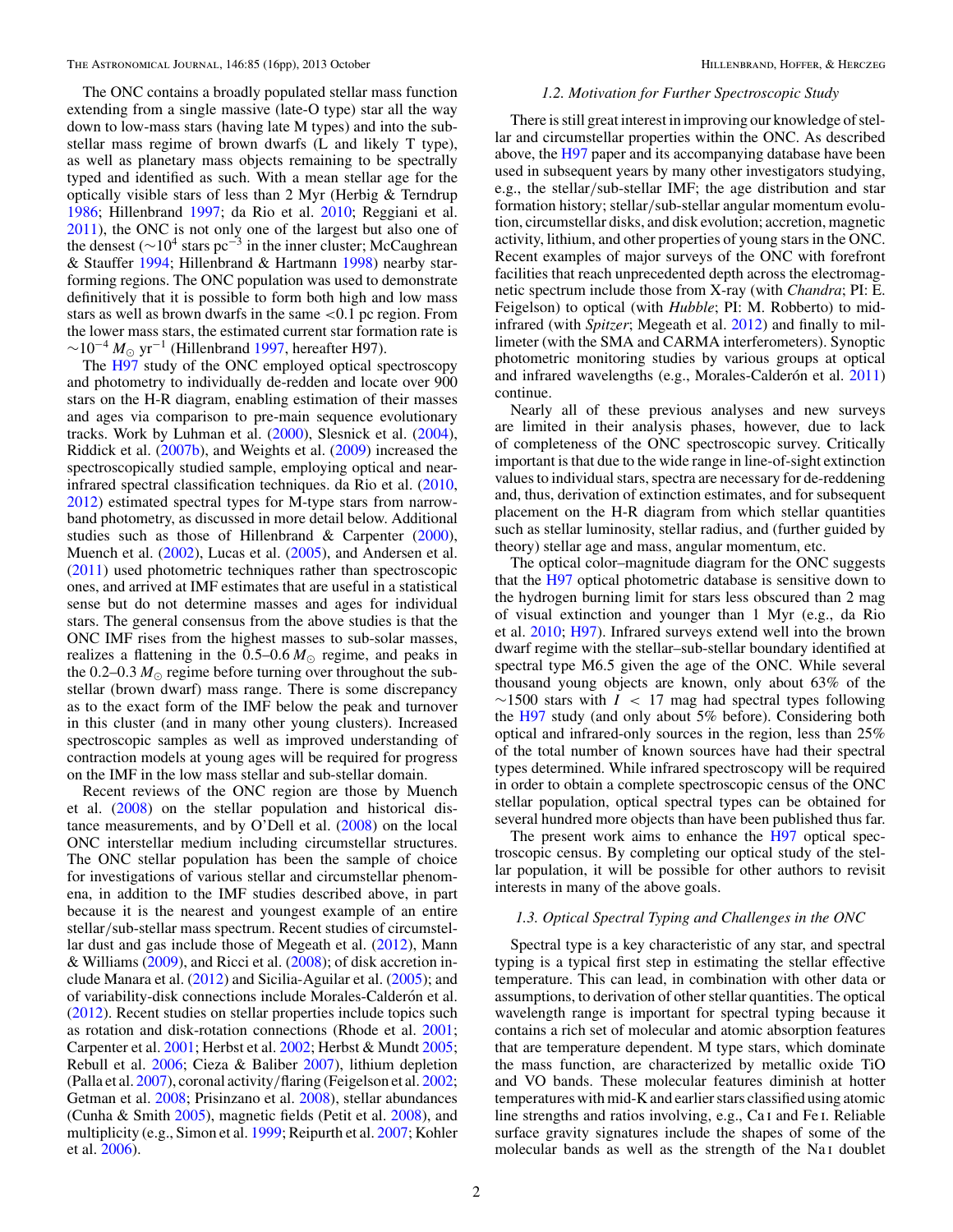The ONC contains a broadly populated stellar mass function extending from a single massive (late-O type) star all the way down to low-mass stars (having late M types) and into the substellar mass regime of brown dwarfs (L and likely T type), as well as planetary mass objects remaining to be spectrally typed and identified as such. With a mean stellar age for the optically visible stars of less than 2 Myr (Herbig & Terndrup 1986; Hillenbrand 1997; da Rio et al. 2010; Reggiani et al. 2011), the ONC is not only one of the largest but also one of the densest ($\sim 10^4$ stars pc$^{-3}$ in the inner cluster; McCaughrean & Stauffer 1994; Hillenbrand & Hartmann 1998) nearby star-forming regions. The ONC population was used to demonstrate definitively that it is possible to form both high and low mass stars as well as brown dwarfs in the same $<0.1$ pc region. From the lower mass stars, the estimated current star formation rate is $\sim 10^{-4}\, M_{\odot}$ yr$^{-1}$ (Hillenbrand 1997, hereafter H97).

The H97 study of the ONC employed optical spectroscopy and photometry to individually de-redden and locate over 900 stars on the H-R diagram, enabling estimation of their masses and ages via comparison to pre-main sequence evolutionary tracks. Work by Luhman et al. (2000), Slesnick et al. (2004), Riddick et al. (2007b), and Weights et al. (2009) increased the spectroscopically studied sample, employing optical and near-infrared spectral classification techniques. da Rio et al. (2010, 2012) estimated spectral types for M-type stars from narrow-band photometry, as discussed in more detail below. Additional studies such as those of Hillenbrand & Carpenter (2000), Muench et al. (2002), Lucas et al. (2005), and Andersen et al. (2011) used photometric techniques rather than spectroscopic ones, and arrived at IMF estimates that are useful in a statistical sense but do not determine masses and ages for individual stars. The general consensus from the above studies is that the ONC IMF rises from the highest masses to sub-solar masses, realizes a flattening in the 0.5–0.6 $M_{\odot}$ regime, and peaks in the 0.2–0.3 $M_{\odot}$ regime before turning over throughout the substellar (brown dwarf) mass range. There is some discrepancy as to the exact form of the IMF below the peak and turnover in this cluster (and in many other young clusters). Increased spectroscopic samples as well as improved understanding of contraction models at young ages will be required for progress on the IMF in the low mass stellar and sub-stellar domain.

Recent reviews of the ONC region are those by Muench et al. (2008) on the stellar population and historical distance measurements, and by O'Dell et al. (2008) on the local ONC interstellar medium including circumstellar structures. The ONC stellar population has been the sample of choice for investigations of various stellar and circumstellar phenomena, in addition to the IMF studies described above, in part because it is the nearest and youngest example of an entire stellar/sub-stellar mass spectrum. Recent studies of circumstellar dust and gas include those of Megeath et al. (2012), Mann & Williams (2009), and Ricci et al. (2008); of disk accretion include Manara et al. (2012) and Sicilia-Aguilar et al. (2005); and of variability-disk connections include Morales-Calderón et al. (2012). Recent studies on stellar properties include topics such as rotation and disk-rotation connections (Rhode et al. 2001; Carpenter et al. 2001; Herbst et al. 2002; Herbst & Mundt 2005; Rebull et al. 2006; Cieza & Baliber 2007), lithium depletion (Palla et al. 2007), coronal activity/flaring (Feigelson et al. 2002; Getman et al. 2008; Prisinzano et al. 2008), stellar abundances (Cunha & Smith 2005), magnetic fields (Petit et al. 2008), and multiplicity (e.g., Simon et al. 1999; Reipurth et al. 2007; Kohler et al. 2006).

### 1.2. Motivation for Further Spectroscopic Study

There is still great interest in improving our knowledge of stellar and circumstellar properties within the ONC. As described above, the H97 paper and its accompanying database have been used in subsequent years by many other investigators studying, e.g., the stellar/sub-stellar IMF; the age distribution and star formation history; stellar/sub-stellar angular momentum evolution, circumstellar disks, and disk evolution; accretion, magnetic activity, lithium, and other properties of young stars in the ONC. Recent examples of major surveys of the ONC with forefront facilities that reach unprecedented depth across the electromagnetic spectrum include those from X-ray (with *Chandra*; PI: E. Feigelson) to optical (with *Hubble*; PI: M. Robberto) to mid-infrared (with *Spitzer*; Megeath et al. 2012) and finally to millimeter (with the SMA and CARMA interferometers). Synoptic photometric monitoring studies by various groups at optical and infrared wavelengths (e.g., Morales-Calderón et al. 2011) continue.

Nearly all of these previous analyses and new surveys are limited in their analysis phases, however, due to lack of completeness of the ONC spectroscopic survey. Critically important is that due to the wide range in line-of-sight extinction values to individual stars, spectra are necessary for de-reddening and, thus, derivation of extinction estimates, and for subsequent placement on the H-R diagram from which stellar quantities such as stellar luminosity, stellar radius, and (further guided by theory) stellar age and mass, angular momentum, etc.

The optical color–magnitude diagram for the ONC suggests that the H97 optical photometric database is sensitive down to the hydrogen burning limit for stars less obscured than 2 mag of visual extinction and younger than 1 Myr (e.g., da Rio et al. 2010; H97). Infrared surveys extend well into the brown dwarf regime with the stellar–sub-stellar boundary identified at spectral type M6.5 given the age of the ONC. While several thousand young objects are known, only about 63% of the $\sim$1500 stars with $I < 17$ mag had spectral types following the H97 study (and only about 5% before). Considering both optical and infrared-only sources in the region, less than 25% of the total number of known sources have had their spectral types determined. While infrared spectroscopy will be required in order to obtain a complete spectroscopic census of the ONC stellar population, optical spectral types can be obtained for several hundred more objects than have been published thus far.

The present work aims to enhance the H97 optical spectroscopic census. By completing our optical study of the stellar population, it will be possible for other authors to revisit interests in many of the above goals.

### 1.3. Optical Spectral Typing and Challenges in the ONC

Spectral type is a key characteristic of any star, and spectral typing is a typical first step in estimating the stellar effective temperature. This can lead, in combination with other data or assumptions, to derivation of other stellar quantities. The optical wavelength range is important for spectral typing because it contains a rich set of molecular and atomic absorption features that are temperature dependent. M type stars, which dominate the mass function, are characterized by metallic oxide TiO and VO bands. These molecular features diminish at hotter temperatures with mid-K and earlier stars classified using atomic line strengths and ratios involving, e.g., Ca I and Fe I. Reliable surface gravity signatures include the shapes of some of the molecular bands as well as the strength of the Na I doublet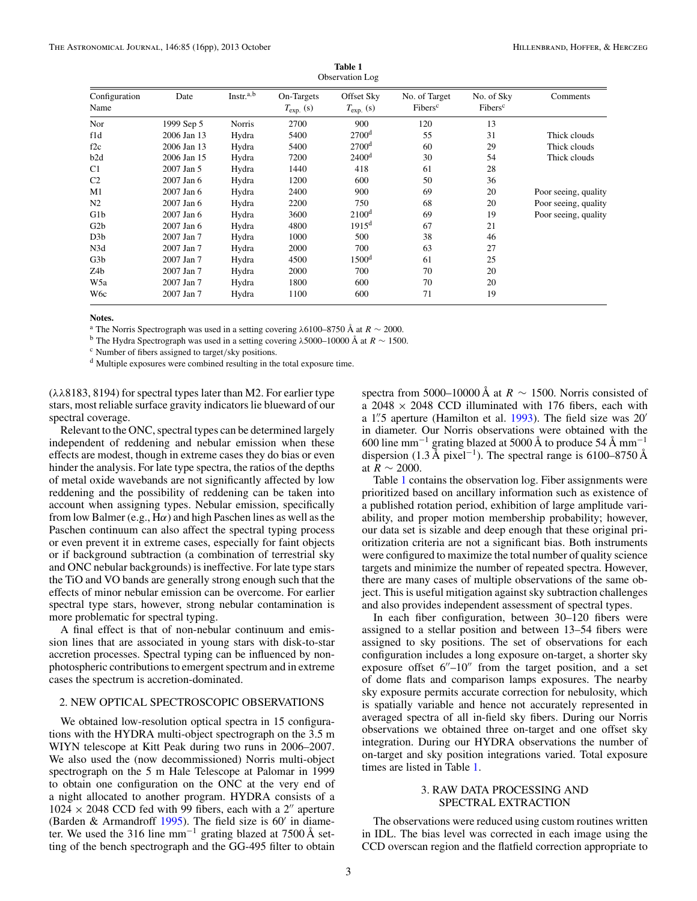**Table 1**
Observation Log

| Configuration Name | Date | Instr.[a,b] | On-Targets $T_{exp.}$ (s) | Offset Sky $T_{exp.}$ (s) | No. of Target Fibers[c] | No. of Sky Fibers[c] | Comments |
|---|---|---|---|---|---|---|---|
| Nor | 1999 Sep 5 | Norris | 2700 | 900 | 120 | 13 | |
| f1d | 2006 Jan 13 | Hydra | 5400 | 2700[d] | 55 | 31 | Thick clouds |
| f2c | 2006 Jan 13 | Hydra | 5400 | 2700[d] | 60 | 29 | Thick clouds |
| b2d | 2006 Jan 15 | Hydra | 7200 | 2400[d] | 30 | 54 | Thick clouds |
| C1 | 2007 Jan 5 | Hydra | 1440 | 418 | 61 | 28 | |
| C2 | 2007 Jan 6 | Hydra | 1200 | 600 | 50 | 36 | |
| M1 | 2007 Jan 6 | Hydra | 2400 | 900 | 69 | 20 | Poor seeing, quality |
| N2 | 2007 Jan 6 | Hydra | 2200 | 750 | 68 | 20 | Poor seeing, quality |
| G1b | 2007 Jan 6 | Hydra | 3600 | 2100[d] | 69 | 19 | Poor seeing, quality |
| G2b | 2007 Jan 6 | Hydra | 4800 | 1915[d] | 67 | 21 | |
| D3b | 2007 Jan 7 | Hydra | 1000 | 500 | 38 | 46 | |
| N3d | 2007 Jan 7 | Hydra | 2000 | 700 | 63 | 27 | |
| G3b | 2007 Jan 7 | Hydra | 4500 | 1500[d] | 61 | 25 | |
| Z4b | 2007 Jan 7 | Hydra | 2000 | 700 | 70 | 20 | |
| W5a | 2007 Jan 7 | Hydra | 1800 | 600 | 70 | 20 | |
| W6c | 2007 Jan 7 | Hydra | 1100 | 600 | 71 | 19 | |

**Notes.**
[a] The Norris Spectrograph was used in a setting covering λ6100–8750 Å at $R \sim 2000$.
[b] The Hydra Spectrograph was used in a setting covering λ5000–10000 Å at $R \sim 1500$.
[c] Number of fibers assigned to target/sky positions.
[d] Multiple exposures were combined resulting in the total exposure time.

(λλ8183, 8194) for spectral types later than M2. For earlier type stars, most reliable surface gravity indicators lie blueward of our spectral coverage.

Relevant to the ONC, spectral types can be determined largely independent of reddening and nebular emission when these effects are modest, though in extreme cases they do bias or even hinder the analysis. For late type spectra, the ratios of the depths of metal oxide wavebands are not significantly affected by low reddening and the possibility of reddening can be taken into account when assigning types. Nebular emission, specifically from low Balmer (e.g., Hα) and high Paschen lines as well as the Paschen continuum can also affect the spectral typing process or even prevent it in extreme cases, especially for faint objects or if background subtraction (a combination of terrestrial sky and ONC nebular backgrounds) is ineffective. For late type stars the TiO and VO bands are generally strong enough such that the effects of minor nebular emission can be overcome. For earlier spectral type stars, however, strong nebular contamination is more problematic for spectral typing.

A final effect is that of non-nebular continuum and emission lines that are associated in young stars with disk-to-star accretion processes. Spectral typing can be influenced by non-photospheric contributions to emergent spectrum and in extreme cases the spectrum is accretion-dominated.

## 2. NEW OPTICAL SPECTROSCOPIC OBSERVATIONS

We obtained low-resolution optical spectra in 15 configurations with the HYDRA multi-object spectrograph on the 3.5 m WIYN telescope at Kitt Peak during two runs in 2006–2007. We also used the (now decommissioned) Norris multi-object spectrograph on the 5 m Hale Telescope at Palomar in 1999 to obtain one configuration on the ONC at the very end of a night allocated to another program. HYDRA consists of a 1024 × 2048 CCD fed with 99 fibers, each with a 2″ aperture (Barden & Armandroff 1995). The field size is 60′ in diameter. We used the 316 line mm$^{-1}$ grating blazed at 7500 Å setting of the bench spectrograph and the GG-495 filter to obtain spectra from 5000–10000 Å at $R \sim 1500$. Norris consisted of a 2048 × 2048 CCD illuminated with 176 fibers, each with a 1.″5 aperture (Hamilton et al. 1993). The field size was 20′ in diameter. Our Norris observations were obtained with the 600 line mm$^{-1}$ grating blazed at 5000 Å to produce 54 Å mm$^{-1}$ dispersion (1.3 Å pixel$^{-1}$). The spectral range is 6100–8750 Å at $R \sim 2000$.

Table 1 contains the observation log. Fiber assignments were prioritized based on ancillary information such as existence of a published rotation period, exhibition of large amplitude variability, and proper motion membership probability; however, our data set is sizable and deep enough that these original prioritization criteria are not a significant bias. Both instruments were configured to maximize the total number of quality science targets and minimize the number of repeated spectra. However, there are many cases of multiple observations of the same object. This is useful mitigation against sky subtraction challenges and also provides independent assessment of spectral types.

In each fiber configuration, between 30–120 fibers were assigned to a stellar position and between 13–54 fibers were assigned to sky positions. The set of observations for each configuration includes a long exposure on-target, a shorter sky exposure offset 6″–10″ from the target position, and a set of dome flats and comparison lamps exposures. The nearby sky exposure permits accurate correction for nebulosity, which is spatially variable and hence not accurately represented in averaged spectra of all in-field sky fibers. During our Norris observations we obtained three on-target and one offset sky integration. During our HYDRA observations the number of on-target and sky position integrations varied. Total exposure times are listed in Table 1.

## 3. RAW DATA PROCESSING AND SPECTRAL EXTRACTION

The observations were reduced using custom routines written in IDL. The bias level was corrected in each image using the CCD overscan region and the flatfield correction appropriate to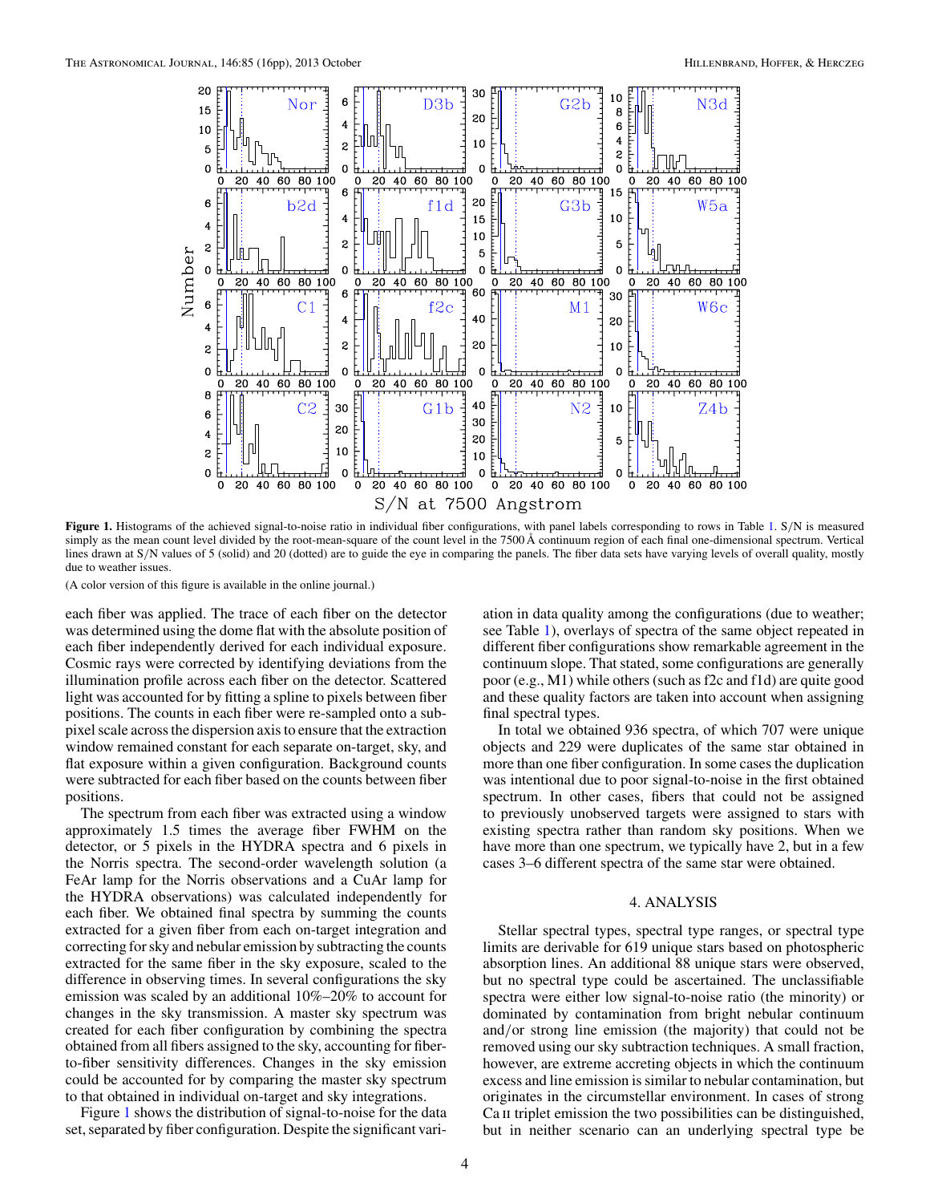**Figure 1.** Histograms of the achieved signal-to-noise ratio in individual fiber configurations, with panel labels corresponding to rows in Table 1. S/N is measured simply as the mean count level divided by the root-mean-square of the count level in the 7500 Å continuum region of each final one-dimensional spectrum. Vertical lines drawn at S/N values of 5 (solid) and 20 (dotted) are to guide the eye in comparing the panels. The fiber data sets have varying levels of overall quality, mostly due to weather issues.

(A color version of this figure is available in the online journal.)

each fiber was applied. The trace of each fiber on the detector was determined using the dome flat with the absolute position of each fiber independently derived for each individual exposure. Cosmic rays were corrected by identifying deviations from the illumination profile across each fiber on the detector. Scattered light was accounted for by fitting a spline to pixels between fiber positions. The counts in each fiber were re-sampled onto a subpixel scale across the dispersion axis to ensure that the extraction window remained constant for each separate on-target, sky, and flat exposure within a given configuration. Background counts were subtracted for each fiber based on the counts between fiber positions.

The spectrum from each fiber was extracted using a window approximately 1.5 times the average fiber FWHM on the detector, or 5 pixels in the HYDRA spectra and 6 pixels in the Norris spectra. The second-order wavelength solution (a FeAr lamp for the Norris observations and a CuAr lamp for the HYDRA observations) was calculated independently for each fiber. We obtained final spectra by summing the counts extracted for a given fiber from each on-target integration and correcting for sky and nebular emission by subtracting the counts extracted for the same fiber in the sky exposure, scaled to the difference in observing times. In several configurations the sky emission was scaled by an additional 10%–20% to account for changes in the sky transmission. A master sky spectrum was created for each fiber configuration by combining the spectra obtained from all fibers assigned to the sky, accounting for fiber-to-fiber sensitivity differences. Changes in the sky emission could be accounted for by comparing the master sky spectrum to that obtained in individual on-target and sky integrations.

Figure 1 shows the distribution of signal-to-noise for the data set, separated by fiber configuration. Despite the significant variation in data quality among the configurations (due to weather; see Table 1), overlays of spectra of the same object repeated in different fiber configurations show remarkable agreement in the continuum slope. That stated, some configurations are generally poor (e.g., M1) while others (such as f2c and f1d) are quite good and these quality factors are taken into account when assigning final spectral types.

In total we obtained 936 spectra, of which 707 were unique objects and 229 were duplicates of the same star obtained in more than one fiber configuration. In some cases the duplication was intentional due to poor signal-to-noise in the first obtained spectrum. In other cases, fibers that could not be assigned to previously unobserved targets were assigned to stars with existing spectra rather than random sky positions. When we have more than one spectrum, we typically have 2, but in a few cases 3–6 different spectra of the same star were obtained.

## 4. ANALYSIS

Stellar spectral types, spectral type ranges, or spectral type limits are derivable for 619 unique stars based on photospheric absorption lines. An additional 88 unique stars were observed, but no spectral type could be ascertained. The unclassifiable spectra were either low signal-to-noise ratio (the minority) or dominated by contamination from bright nebular continuum and/or strong line emission (the majority) that could not be removed using our sky subtraction techniques. A small fraction, however, are extreme accreting objects in which the continuum excess and line emission is similar to nebular contamination, but originates in the circumstellar environment. In cases of strong Ca II triplet emission the two possibilities can be distinguished, but in neither scenario can an underlying spectral type be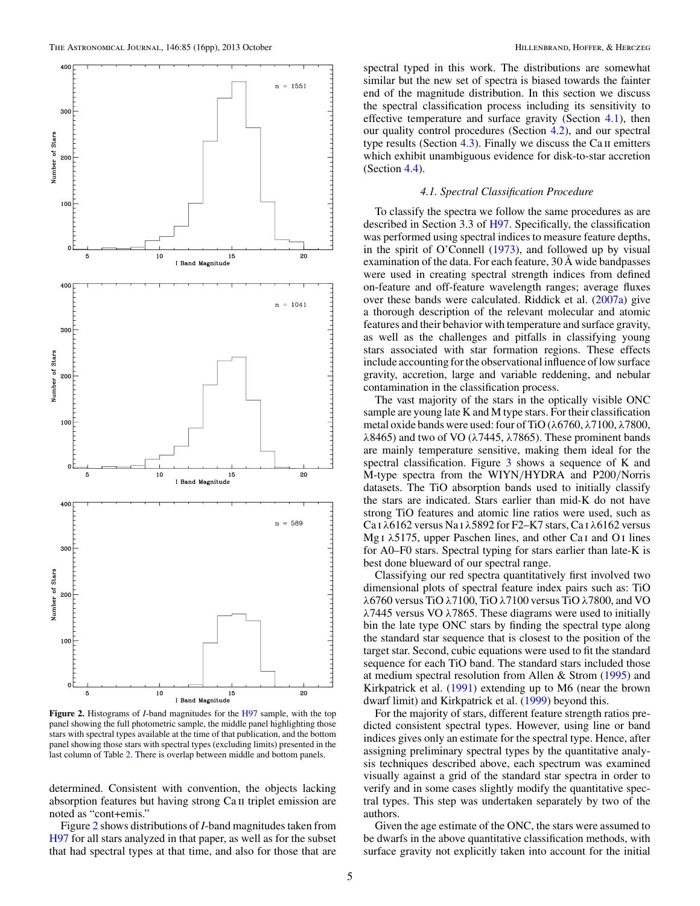Figure 2. Histograms of *I*-band magnitudes for the H97 sample, with the top panel showing the full photometric sample, the middle panel highlighting those stars with spectral types available at the time of that publication, and the bottom panel showing those stars with spectral types (excluding limits) presented in the last column of Table 2. There is overlap between middle and bottom panels.

determined. Consistent with convention, the objects lacking absorption features but having strong Ca II triplet emission are noted as "cont+emis."

Figure 2 shows distributions of *I*-band magnitudes taken from H97 for all stars analyzed in that paper, as well as for the subset that had spectral types at that time, and also for those that are spectral typed in this work. The distributions are somewhat similar but the new set of spectra is biased towards the fainter end of the magnitude distribution. In this section we discuss the spectral classification process including its sensitivity to effective temperature and surface gravity (Section 4.1), then our quality control procedures (Section 4.2), and our spectral type results (Section 4.3). Finally we discuss the Ca II emitters which exhibit unambiguous evidence for disk-to-star accretion (Section 4.4).

### *4.1. Spectral Classification Procedure*

To classify the spectra we follow the same procedures as are described in Section 3.3 of H97. Specifically, the classification was performed using spectral indices to measure feature depths, in the spirit of O'Connell (1973), and followed up by visual examination of the data. For each feature, 30 Å wide bandpasses were used in creating spectral strength indices from defined on-feature and off-feature wavelength ranges; average fluxes over these bands were calculated. Riddick et al. (2007a) give a thorough description of the relevant molecular and atomic features and their behavior with temperature and surface gravity, as well as the challenges and pitfalls in classifying young stars associated with star formation regions. These effects include accounting for the observational influence of low surface gravity, accretion, large and variable reddening, and nebular contamination in the classification process.

The vast majority of the stars in the optically visible ONC sample are young late K and M type stars. For their classification metal oxide bands were used: four of TiO (λ6760, λ7100, λ7800, λ8465) and two of VO (λ7445, λ7865). These prominent bands are mainly temperature sensitive, making them ideal for the spectral classification. Figure 3 shows a sequence of K and M-type spectra from the WIYN/HYDRA and P200/Norris datasets. The TiO absorption bands used to initially classify the stars are indicated. Stars earlier than mid-K do not have strong TiO features and atomic line ratios were used, such as Ca I λ6162 versus Na I λ5892 for F2–K7 stars, Ca I λ6162 versus Mg I λ5175, upper Paschen lines, and other Ca I and O I lines for A0–F0 stars. Spectral typing for stars earlier than late-K is best done blueward of our spectral range.

Classifying our red spectra quantitatively first involved two dimensional plots of spectral feature index pairs such as: TiO λ6760 versus TiO λ7100, TiO λ7100 versus TiO λ7800, and VO λ7445 versus VO λ7865. These diagrams were used to initially bin the late type ONC stars by finding the spectral type along the standard star sequence that is closest to the position of the target star. Second, cubic equations were used to fit the standard sequence for each TiO band. The standard stars included those at medium spectral resolution from Allen & Strom (1995) and Kirkpatrick et al. (1991) extending up to M6 (near the brown dwarf limit) and Kirkpatrick et al. (1999) beyond this.

For the majority of stars, different feature strength ratios predicted consistent spectral types. However, using line or band indices gives only an estimate for the spectral type. Hence, after assigning preliminary spectral types by the quantitative analysis techniques described above, each spectrum was examined visually against a grid of the standard star spectra in order to verify and in some cases slightly modify the quantitative spectral types. This step was undertaken separately by two of the authors.

Given the age estimate of the ONC, the stars were assumed to be dwarfs in the above quantitative classification methods, with surface gravity not explicitly taken into account for the initial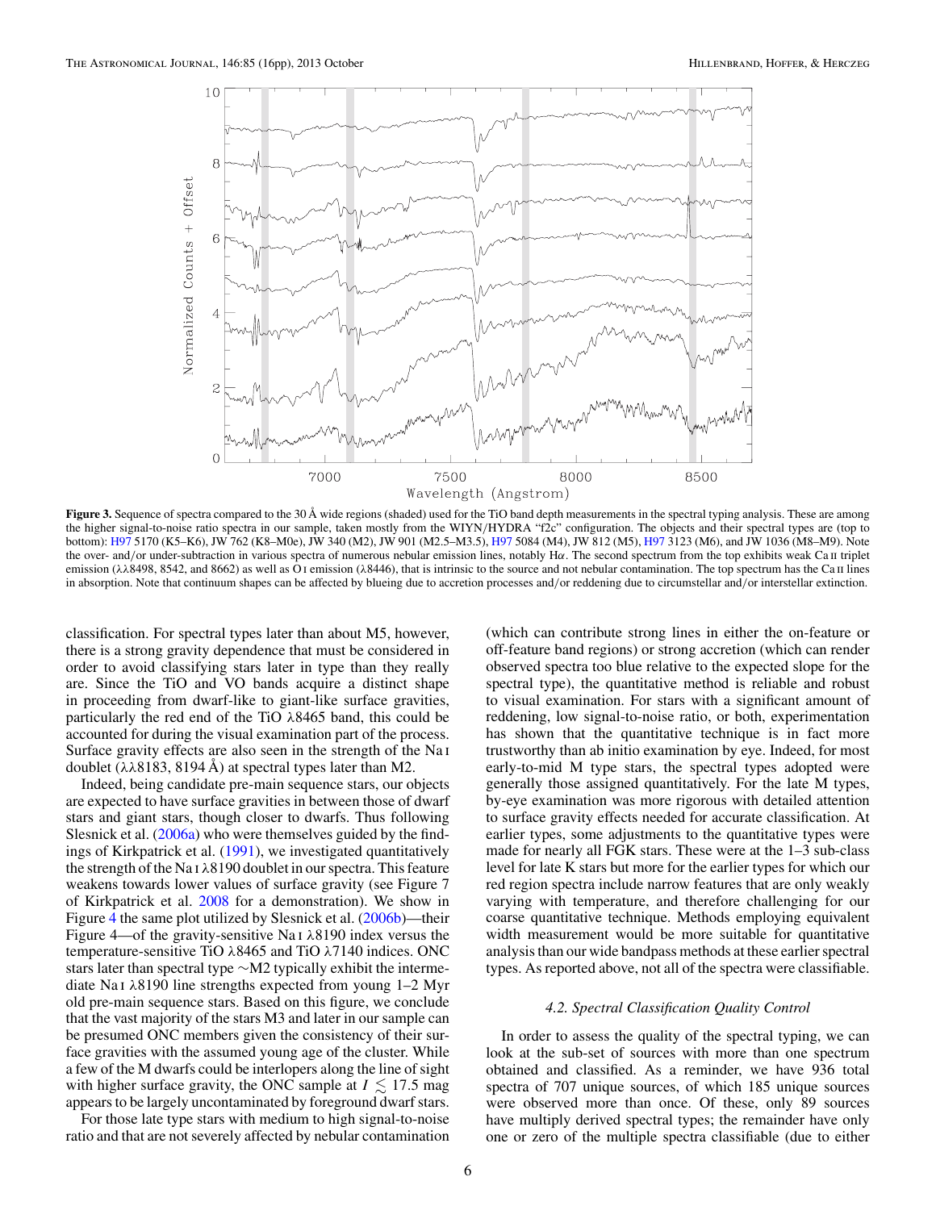**Figure 3.** Sequence of spectra compared to the 30 Å wide regions (shaded) used for the TiO band depth measurements in the spectral typing analysis. These are among the higher signal-to-noise ratio spectra in our sample, taken mostly from the WIYN/HYDRA "f2c" configuration. The objects and their spectral types are (top to bottom): H97 5170 (K5–K6), JW 762 (K8–M0e), JW 340 (M2), JW 901 (M2.5–M3.5), H97 5084 (M4), JW 812 (M5), H97 3123 (M6), and JW 1036 (M8–M9). Note the over- and/or under-subtraction in various spectra of numerous nebular emission lines, notably Hα. The second spectrum from the top exhibits weak Ca II triplet emission (λλ8498, 8542, and 8662) as well as O I emission (λ8446), that is intrinsic to the source and not nebular contamination. The top spectrum has the Ca II lines in absorption. Note that continuum shapes can be affected by blueing due to accretion processes and/or reddening due to circumstellar and/or interstellar extinction.

classification. For spectral types later than about M5, however, there is a strong gravity dependence that must be considered in order to avoid classifying stars later in type than they really are. Since the TiO and VO bands acquire a distinct shape in proceeding from dwarf-like to giant-like surface gravities, particularly the red end of the TiO λ8465 band, this could be accounted for during the visual examination part of the process. Surface gravity effects are also seen in the strength of the Na I doublet (λλ8183, 8194 Å) at spectral types later than M2.

Indeed, being candidate pre-main sequence stars, our objects are expected to have surface gravities in between those of dwarf stars and giant stars, though closer to dwarfs. Thus following Slesnick et al. (2006a) who were themselves guided by the findings of Kirkpatrick et al. (1991), we investigated quantitatively the strength of the Na I λ8190 doublet in our spectra. This feature weakens towards lower values of surface gravity (see Figure 7 of Kirkpatrick et al. 2008 for a demonstration). We show in Figure 4 the same plot utilized by Slesnick et al. (2006b)—their Figure 4—of the gravity-sensitive Na I λ8190 index versus the temperature-sensitive TiO λ8465 and TiO λ7140 indices. ONC stars later than spectral type ∼M2 typically exhibit the intermediate Na I λ8190 line strengths expected from young 1–2 Myr old pre-main sequence stars. Based on this figure, we conclude that the vast majority of the stars M3 and later in our sample can be presumed ONC members given the consistency of their surface gravities with the assumed young age of the cluster. While a few of the M dwarfs could be interlopers along the line of sight with higher surface gravity, the ONC sample at $I \lesssim 17.5$ mag appears to be largely uncontaminated by foreground dwarf stars.

For those late type stars with medium to high signal-to-noise ratio and that are not severely affected by nebular contamination (which can contribute strong lines in either the on-feature or off-feature band regions) or strong accretion (which can render observed spectra too blue relative to the expected slope for the spectral type), the quantitative method is reliable and robust to visual examination. For stars with a significant amount of reddening, low signal-to-noise ratio, or both, experimentation has shown that the quantitative technique is in fact more trustworthy than ab initio examination by eye. Indeed, for most early-to-mid M type stars, the spectral types adopted were generally those assigned quantitatively. For the late M types, by-eye examination was more rigorous with detailed attention to surface gravity effects needed for accurate classification. At earlier types, some adjustments to the quantitative types were made for nearly all FGK stars. These were at the 1–3 sub-class level for late K stars but more for the earlier types for which our red region spectra include narrow features that are only weakly varying with temperature, and therefore challenging for our coarse quantitative technique. Methods employing equivalent width measurement would be more suitable for quantitative analysis than our wide bandpass methods at these earlier spectral types. As reported above, not all of the spectra were classifiable.

### *4.2. Spectral Classification Quality Control*

In order to assess the quality of the spectral typing, we can look at the sub-set of sources with more than one spectrum obtained and classified. As a reminder, we have 936 total spectra of 707 unique sources, of which 185 unique sources were observed more than once. Of these, only 89 sources have multiply derived spectral types; the remainder have only one or zero of the multiple spectra classifiable (due to either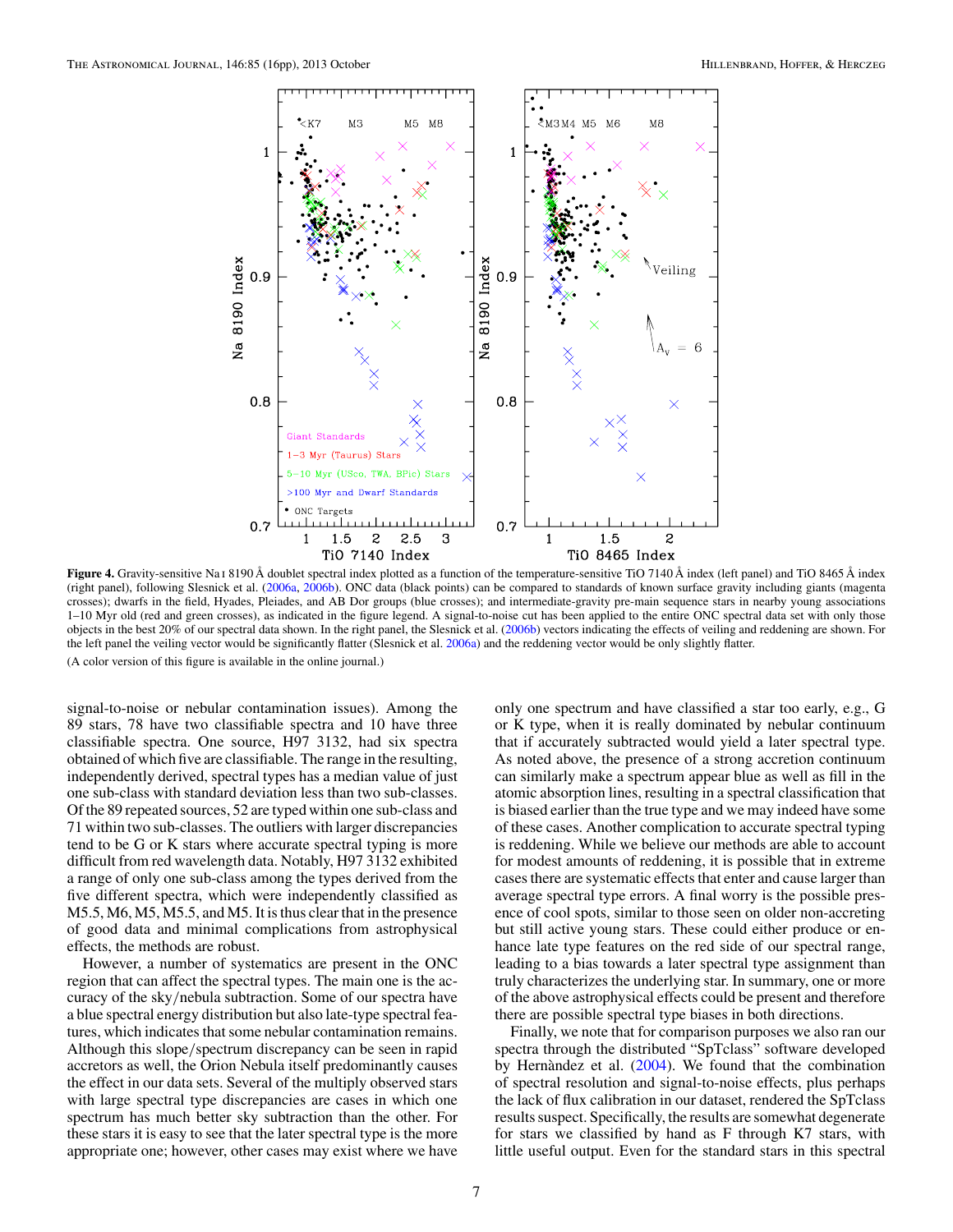**Figure 4.** Gravity-sensitive Na I 8190 Å doublet spectral index plotted as a function of the temperature-sensitive TiO 7140 Å index (left panel) and TiO 8465 Å index (right panel), following Slesnick et al. (2006a, 2006b). ONC data (black points) can be compared to standards of known surface gravity including giants (magenta crosses); dwarfs in the field, Hyades, Pleiades, and AB Dor groups (blue crosses); and intermediate-gravity pre-main sequence stars in nearby young associations 1–10 Myr old (red and green crosses), as indicated in the figure legend. A signal-to-noise cut has been applied to the entire ONC spectral data set with only those objects in the best 20% of our spectral data shown. In the right panel, the Slesnick et al. (2006b) vectors indicating the effects of veiling and reddening are shown. For the left panel the veiling vector would be significantly flatter (Slesnick et al. 2006a) and the reddening vector would be only slightly flatter.

(A color version of this figure is available in the online journal.)

signal-to-noise or nebular contamination issues). Among the 89 stars, 78 have two classifiable spectra and 10 have three classifiable spectra. One source, H97 3132, had six spectra obtained of which five are classifiable. The range in the resulting, independently derived, spectral types has a median value of just one sub-class with standard deviation less than two sub-classes. Of the 89 repeated sources, 52 are typed within one sub-class and 71 within two sub-classes. The outliers with larger discrepancies tend to be G or K stars where accurate spectral typing is more difficult from red wavelength data. Notably, H97 3132 exhibited a range of only one sub-class among the types derived from the five different spectra, which were independently classified as M5.5, M6, M5, M5.5, and M5. It is thus clear that in the presence of good data and minimal complications from astrophysical effects, the methods are robust.

However, a number of systematics are present in the ONC region that can affect the spectral types. The main one is the accuracy of the sky/nebula subtraction. Some of our spectra have a blue spectral energy distribution but also late-type spectral features, which indicates that some nebular contamination remains. Although this slope/spectrum discrepancy can be seen in rapid accretors as well, the Orion Nebula itself predominantly causes the effect in our data sets. Several of the multiply observed stars with large spectral type discrepancies are cases in which one spectrum has much better sky subtraction than the other. For these stars it is easy to see that the later spectral type is the more appropriate one; however, other cases may exist where we have only one spectrum and have classified a star too early, e.g., G or K type, when it is really dominated by nebular continuum that if accurately subtracted would yield a later spectral type. As noted above, the presence of a strong accretion continuum can similarly make a spectrum appear blue as well as fill in the atomic absorption lines, resulting in a spectral classification that is biased earlier than the true type and we may indeed have some of these cases. Another complication to accurate spectral typing is reddening. While we believe our methods are able to account for modest amounts of reddening, it is possible that in extreme cases there are systematic effects that enter and cause larger than average spectral type errors. A final worry is the possible presence of cool spots, similar to those seen on older non-accreting but still active young stars. These could either produce or enhance late type features on the red side of our spectral range, leading to a bias towards a later spectral type assignment than truly characterizes the underlying star. In summary, one or more of the above astrophysical effects could be present and therefore there are possible spectral type biases in both directions.

Finally, we note that for comparison purposes we also ran our spectra through the distributed "SpTclass" software developed by Hernàndez et al. (2004). We found that the combination of spectral resolution and signal-to-noise effects, plus perhaps the lack of flux calibration in our dataset, rendered the SpTclass results suspect. Specifically, the results are somewhat degenerate for stars we classified by hand as F through K7 stars, with little useful output. Even for the standard stars in this spectral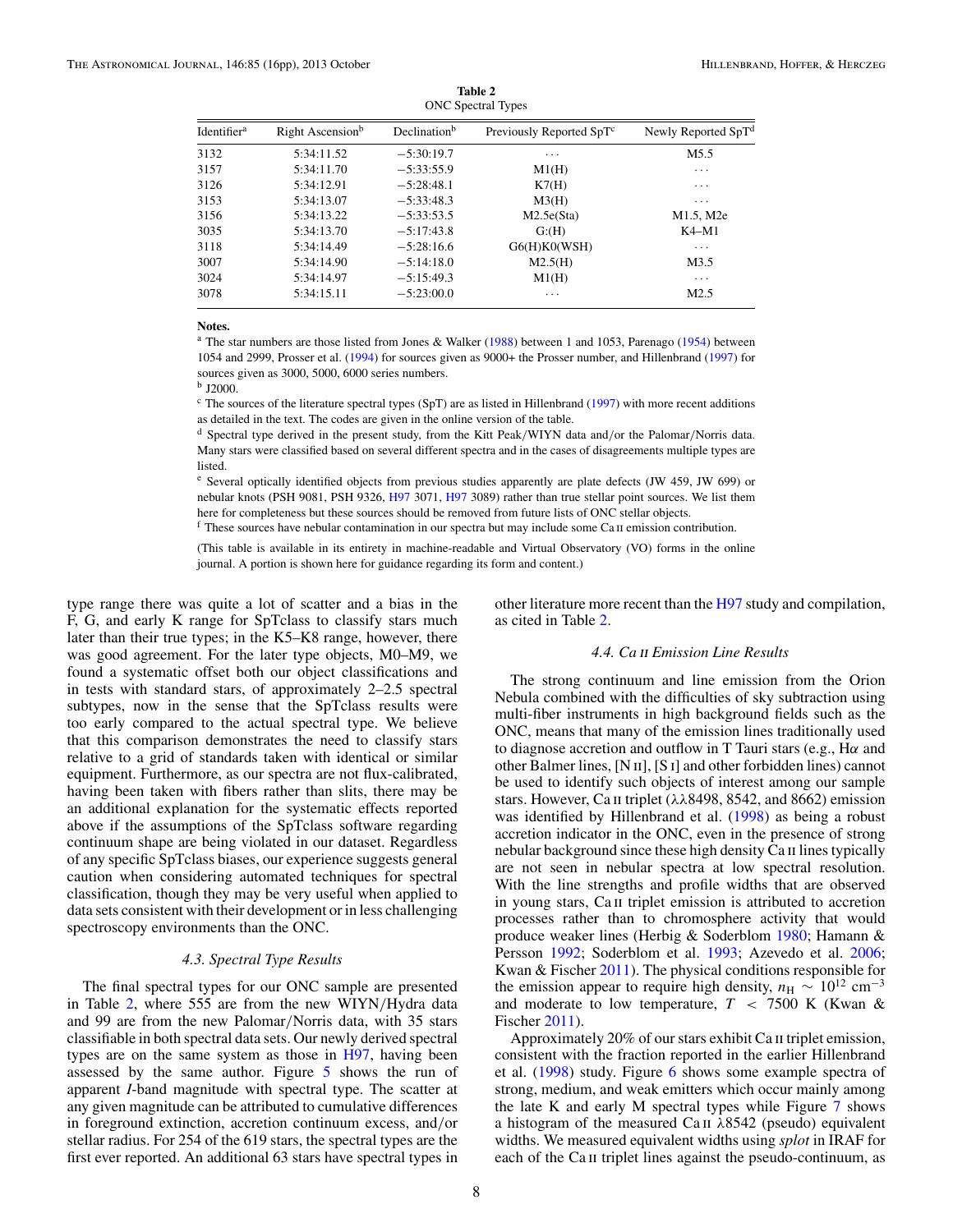**Table 2**
ONC Spectral Types

| Identifier[a] | Right Ascension[b] | Declination[b] | Previously Reported SpT[c] | Newly Reported SpT[d] |
|---|---|---|---|---|
| 3132 | 5:34:11.52 | −5:30:19.7 | ··· | M5.5 |
| 3157 | 5:34:11.70 | −5:33:55.9 | M1(H) | ··· |
| 3126 | 5:34:12.91 | −5:28:48.1 | K7(H) | ··· |
| 3153 | 5:34:13.07 | −5:33:48.3 | M3(H) | ··· |
| 3156 | 5:34:13.22 | −5:33:53.5 | M2.5e(Sta) | M1.5, M2e |
| 3035 | 5:34:13.70 | −5:17:43.8 | G:(H) | K4–M1 |
| 3118 | 5:34:14.49 | −5:28:16.6 | G6(H)K0(WSH) | ··· |
| 3007 | 5:34:14.90 | −5:14:18.0 | M2.5(H) | M3.5 |
| 3024 | 5:34:14.97 | −5:15:49.3 | M1(H) | ··· |
| 3078 | 5:34:15.11 | −5:23:00.0 | ··· | M2.5 |

**Notes.**

[a] The star numbers are those listed from Jones & Walker (1988) between 1 and 1053, Parenago (1954) between 1054 and 2999, Prosser et al. (1994) for sources given as 9000+ the Prosser number, and Hillenbrand (1997) for sources given as 3000, 5000, 6000 series numbers.

[b] J2000.

[c] The sources of the literature spectral types (SpT) are as listed in Hillenbrand (1997) with more recent additions as detailed in the text. The codes are given in the online version of the table.

[d] Spectral type derived in the present study, from the Kitt Peak/WIYN data and/or the Palomar/Norris data. Many stars were classified based on several different spectra and in the cases of disagreements multiple types are listed.

[e] Several optically identified objects from previous studies apparently are plate defects (JW 459, JW 699) or nebular knots (PSH 9081, PSH 9326, H97 3071, H97 3089) rather than true stellar point sources. We list them here for completeness but these sources should be removed from future lists of ONC stellar objects.

[f] These sources have nebular contamination in our spectra but may include some Ca II emission contribution.

(This table is available in its entirety in machine-readable and Virtual Observatory (VO) forms in the online journal. A portion is shown here for guidance regarding its form and content.)

type range there was quite a lot of scatter and a bias in the F, G, and early K range for SpTclass to classify stars much later than their true types; in the K5–K8 range, however, there was good agreement. For the later type objects, M0–M9, we found a systematic offset both our object classifications and in tests with standard stars, of approximately 2–2.5 spectral subtypes, now in the sense that the SpTclass results were too early compared to the actual spectral type. We believe that this comparison demonstrates the need to classify stars relative to a grid of standards taken with identical or similar equipment. Furthermore, as our spectra are not flux-calibrated, having been taken with fibers rather than slits, there may be an additional explanation for the systematic effects reported above if the assumptions of the SpTclass software regarding continuum shape are being violated in our dataset. Regardless of any specific SpTclass biases, our experience suggests general caution when considering automated techniques for spectral classification, though they may be very useful when applied to data sets consistent with their development or in less challenging spectroscopy environments than the ONC.

### 4.3. Spectral Type Results

The final spectral types for our ONC sample are presented in Table 2, where 555 are from the new WIYN/Hydra data and 99 are from the new Palomar/Norris data, with 35 stars classifiable in both spectral data sets. Our newly derived spectral types are on the same system as those in H97, having been assessed by the same author. Figure 5 shows the run of apparent *I*-band magnitude with spectral type. The scatter at any given magnitude can be attributed to cumulative differences in foreground extinction, accretion continuum excess, and/or stellar radius. For 254 of the 619 stars, the spectral types are the first ever reported. An additional 63 stars have spectral types in other literature more recent than the H97 study and compilation, as cited in Table 2.

### 4.4. Ca II Emission Line Results

The strong continuum and line emission from the Orion Nebula combined with the difficulties of sky subtraction using multi-fiber instruments in high background fields such as the ONC, means that many of the emission lines traditionally used to diagnose accretion and outflow in T Tauri stars (e.g., Hα and other Balmer lines, [N II], [S I] and other forbidden lines) cannot be used to identify such objects of interest among our sample stars. However, Ca II triplet (λλ8498, 8542, and 8662) emission was identified by Hillenbrand et al. (1998) as being a robust accretion indicator in the ONC, even in the presence of strong nebular background since these high density Ca II lines typically are not seen in nebular spectra at low spectral resolution. With the line strengths and profile widths that are observed in young stars, Ca II triplet emission is attributed to accretion processes rather than to chromosphere activity that would produce weaker lines (Herbig & Soderblom 1980; Hamann & Persson 1992; Soderblom et al. 1993; Azevedo et al. 2006; Kwan & Fischer 2011). The physical conditions responsible for the emission appear to require high density, $n_{\rm H} \sim 10^{12}$ cm$^{-3}$ and moderate to low temperature, $T < 7500$ K (Kwan & Fischer 2011).

Approximately 20% of our stars exhibit Ca II triplet emission, consistent with the fraction reported in the earlier Hillenbrand et al. (1998) study. Figure 6 shows some example spectra of strong, medium, and weak emitters which occur mainly among the late K and early M spectral types while Figure 7 shows a histogram of the measured Ca II λ8542 (pseudo) equivalent widths. We measured equivalent widths using *splot* in IRAF for each of the Ca II triplet lines against the pseudo-continuum, as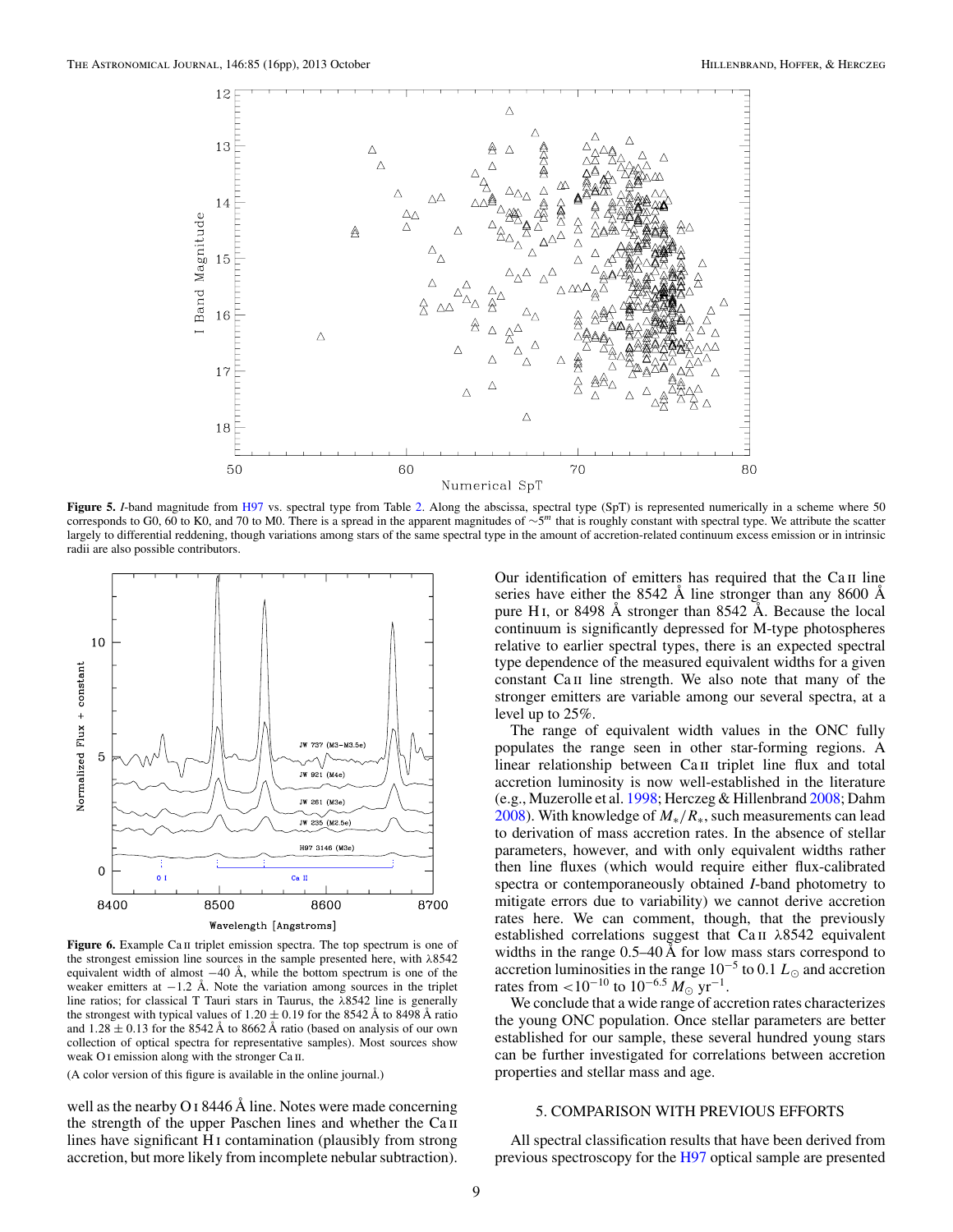**Figure 5.** *I*-band magnitude from H97 vs. spectral type from Table 2. Along the abscissa, spectral type (SpT) is represented numerically in a scheme where 50 corresponds to G0, 60 to K0, and 70 to M0. There is a spread in the apparent magnitudes of $\sim 5^m$ that is roughly constant with spectral type. We attribute the scatter largely to differential reddening, though variations among stars of the same spectral type in the amount of accretion-related continuum excess emission or in intrinsic radii are also possible contributors.

**Figure 6.** Example Ca II triplet emission spectra. The top spectrum is one of the strongest emission line sources in the sample presented here, with λ8542 equivalent width of almost −40 Å, while the bottom spectrum is one of the weaker emitters at −1.2 Å. Note the variation among sources in the triplet line ratios; for classical T Tauri stars in Taurus, the λ8542 line is generally the strongest with typical values of $1.20 \pm 0.19$ for the 8542 Å to 8498 Å ratio and $1.28 \pm 0.13$ for the 8542 Å to 8662 Å ratio (based on analysis of our own collection of optical spectra for representative samples). Most sources show weak O I emission along with the stronger Ca II.

(A color version of this figure is available in the online journal.)

well as the nearby O I 8446 Å line. Notes were made concerning the strength of the upper Paschen lines and whether the Ca II lines have significant H I contamination (plausibly from strong accretion, but more likely from incomplete nebular subtraction).

Our identification of emitters has required that the Ca II line series have either the 8542 Å line stronger than any 8600 Å pure H I, or 8498 Å stronger than 8542 Å. Because the local continuum is significantly depressed for M-type photospheres relative to earlier spectral types, there is an expected spectral type dependence of the measured equivalent widths for a given constant Ca II line strength. We also note that many of the stronger emitters are variable among our several spectra, at a level up to 25%.

The range of equivalent width values in the ONC fully populates the range seen in other star-forming regions. A linear relationship between Ca II triplet line flux and total accretion luminosity is now well-established in the literature (e.g., Muzerolle et al. 1998; Herczeg & Hillenbrand 2008; Dahm 2008). With knowledge of $M_*/R_*$, such measurements can lead to derivation of mass accretion rates. In the absence of stellar parameters, however, and with only equivalent widths rather then line fluxes (which would require either flux-calibrated spectra or contemporaneously obtained *I*-band photometry to mitigate errors due to variability) we cannot derive accretion rates here. We can comment, though, that the previously established correlations suggest that Ca II λ8542 equivalent widths in the range 0.5–40 Å for low mass stars correspond to accretion luminosities in the range $10^{-5}$ to 0.1 $L_\odot$ and accretion rates from $<10^{-10}$ to $10^{-6.5}$ $M_\odot$ yr$^{-1}$.

We conclude that a wide range of accretion rates characterizes the young ONC population. Once stellar parameters are better established for our sample, these several hundred young stars can be further investigated for correlations between accretion properties and stellar mass and age.

## 5. COMPARISON WITH PREVIOUS EFFORTS

All spectral classification results that have been derived from previous spectroscopy for the H97 optical sample are presented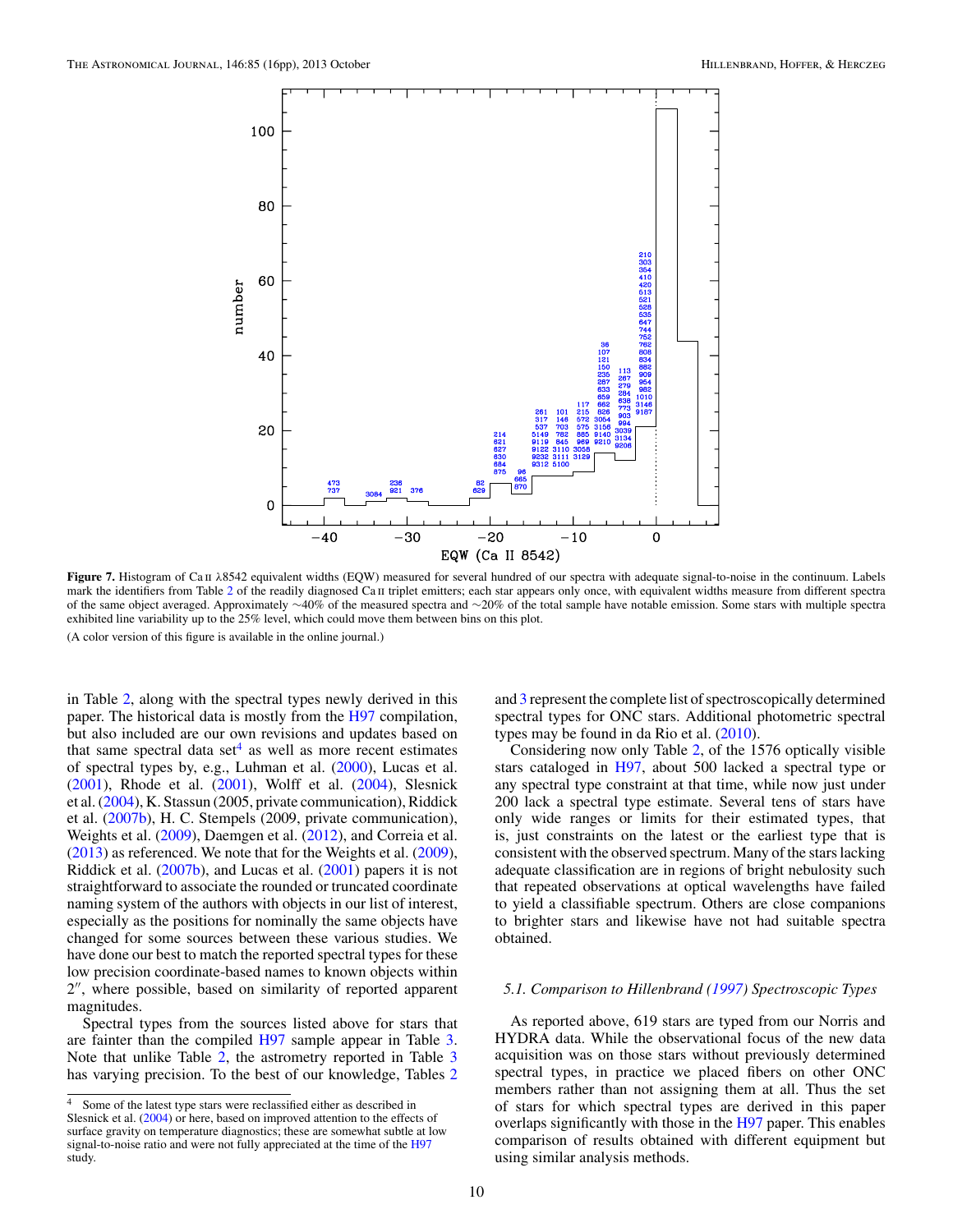**Figure 7.** Histogram of Ca II λ8542 equivalent widths (EQW) measured for several hundred of our spectra with adequate signal-to-noise in the continuum. Labels mark the identifiers from Table 2 of the readily diagnosed Ca II triplet emitters; each star appears only once, with equivalent widths measure from different spectra of the same object averaged. Approximately ∼40% of the measured spectra and ∼20% of the total sample have notable emission. Some stars with multiple spectra exhibited line variability up to the 25% level, which could move them between bins on this plot.

(A color version of this figure is available in the online journal.)

in Table 2, along with the spectral types newly derived in this paper. The historical data is mostly from the H97 compilation, but also included are our own revisions and updates based on that same spectral data set[4] as well as more recent estimates of spectral types by, e.g., Luhman et al. (2000), Lucas et al. (2001), Rhode et al. (2001), Wolff et al. (2004), Slesnick et al. (2004), K. Stassun (2005, private communication), Riddick et al. (2007b), H. C. Stempels (2009, private communication), Weights et al. (2009), Daemgen et al. (2012), and Correia et al. (2013) as referenced. We note that for the Weights et al. (2009), Riddick et al. (2007b), and Lucas et al. (2001) papers it is not straightforward to associate the rounded or truncated coordinate naming system of the authors with objects in our list of interest, especially as the positions for nominally the same objects have changed for some sources between these various studies. We have done our best to match the reported spectral types for these low precision coordinate-based names to known objects within 2″, where possible, based on similarity of reported apparent magnitudes.

Spectral types from the sources listed above for stars that are fainter than the compiled H97 sample appear in Table 3. Note that unlike Table 2, the astrometry reported in Table 3 has varying precision. To the best of our knowledge, Tables 2 and 3 represent the complete list of spectroscopically determined spectral types for ONC stars. Additional photometric spectral types may be found in da Rio et al. (2010).

Considering now only Table 2, of the 1576 optically visible stars cataloged in H97, about 500 lacked a spectral type or any spectral type constraint at that time, while now just under 200 lack a spectral type estimate. Several tens of stars have only wide ranges or limits for their estimated types, that is, just constraints on the latest or the earliest type that is consistent with the observed spectrum. Many of the stars lacking adequate classification are in regions of bright nebulosity such that repeated observations at optical wavelengths have failed to yield a classifiable spectrum. Others are close companions to brighter stars and likewise have not had suitable spectra obtained.

### 5.1. Comparison to Hillenbrand (1997) Spectroscopic Types

As reported above, 619 stars are typed from our Norris and HYDRA data. While the observational focus of the new data acquisition was on those stars without previously determined spectral types, in practice we placed fibers on other ONC members rather than not assigning them at all. Thus the set of stars for which spectral types are derived in this paper overlaps significantly with those in the H97 paper. This enables comparison of results obtained with different equipment but using similar analysis methods.

[4] Some of the latest type stars were reclassified either as described in Slesnick et al. (2004) or here, based on improved attention to the effects of surface gravity on temperature diagnostics; these are somewhat subtle at low signal-to-noise ratio and were not fully appreciated at the time of the H97 study.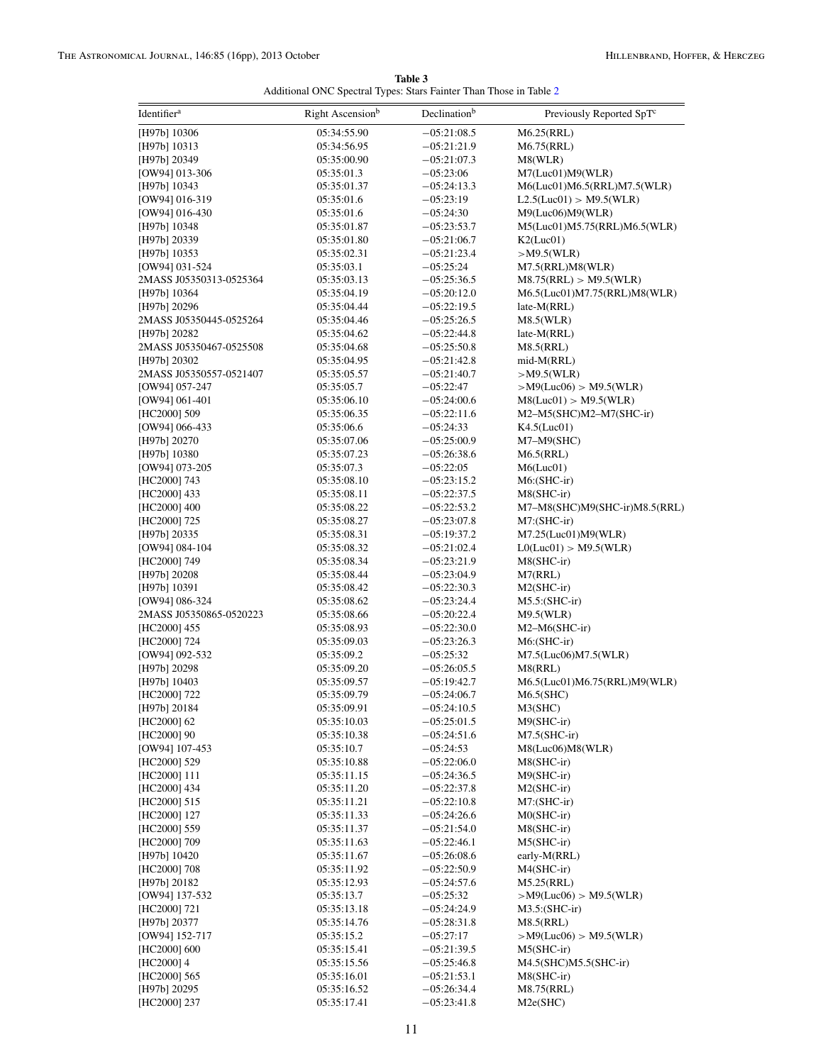**Table 3**
Additional ONC Spectral Types: Stars Fainter Than Those in Table 2

| Identifier[a] | Right Ascension[b] | Declination[b] | Previously Reported SpT[c] |
|---|---|---|---|
| [H97b] 10306 | 05:34:55.90 | −05:21:08.5 | M6.25(RRL) |
| [H97b] 10313 | 05:34:56.95 | −05:21:21.9 | M6.75(RRL) |
| [H97b] 20349 | 05:35:00.90 | −05:21:07.3 | M8(WLR) |
| [OW94] 013-306 | 05:35:01.3 | −05:23:06 | M7(Luc01)M9(WLR) |
| [H97b] 10343 | 05:35:01.37 | −05:24:13.3 | M6(Luc01)M6.5(RRL)M7.5(WLR) |
| [OW94] 016-319 | 05:35:01.6 | −05:23:19 | L2.5(Luc01) > M9.5(WLR) |
| [OW94] 016-430 | 05:35:01.6 | −05:24:30 | M9(Luc06)M9(WLR) |
| [H97b] 10348 | 05:35:01.87 | −05:23:53.7 | M5(Luc01)M5.75(RRL)M6.5(WLR) |
| [H97b] 20339 | 05:35:01.80 | −05:21:06.7 | K2(Luc01) |
| [H97b] 10353 | 05:35:02.31 | −05:21:23.4 | >M9.5(WLR) |
| [OW94] 031-524 | 05:35:03.1 | −05:25:24 | M7.5(RRL)M8(WLR) |
| 2MASS J05350313-0525364 | 05:35:03.13 | −05:25:36.5 | M8.75(RRL) > M9.5(WLR) |
| [H97b] 10364 | 05:35:04.19 | −05:20:12.0 | M6.5(Luc01)M7.75(RRL)M8(WLR) |
| [H97b] 20296 | 05:35:04.44 | −05:22:19.5 | late-M(RRL) |
| 2MASS J05350445-0525264 | 05:35:04.46 | −05:25:26.5 | M8.5(WLR) |
| [H97b] 20282 | 05:35:04.62 | −05:22:44.8 | late-M(RRL) |
| 2MASS J05350467-0525508 | 05:35:04.68 | −05:25:50.8 | M8.5(RRL) |
| [H97b] 20302 | 05:35:04.95 | −05:21:42.8 | mid-M(RRL) |
| 2MASS J05350557-0521407 | 05:35:05.57 | −05:21:40.7 | >M9.5(WLR) |
| [OW94] 057-247 | 05:35:05.7 | −05:22:47 | >M9(Luc06) > M9.5(WLR) |
| [OW94] 061-401 | 05:35:06.10 | −05:24:00.6 | M8(Luc01) > M9.5(WLR) |
| [HC2000] 509 | 05:35:06.35 | −05:22:11.6 | M2–M5(SHC)M2–M7(SHC-ir) |
| [OW94] 066-433 | 05:35:06.6 | −05:24:33 | K4.5(Luc01) |
| [H97b] 20270 | 05:35:07.06 | −05:25:00.9 | M7–M9(SHC) |
| [H97b] 10380 | 05:35:07.23 | −05:26:38.6 | M6.5(RRL) |
| [OW94] 073-205 | 05:35:07.3 | −05:22:05 | M6(Luc01) |
| [HC2000] 743 | 05:35:08.10 | −05:23:15.2 | M6:(SHC-ir) |
| [HC2000] 433 | 05:35:08.11 | −05:22:37.5 | M8(SHC-ir) |
| [HC2000] 400 | 05:35:08.22 | −05:22:53.2 | M7–M8(SHC)M9(SHC-ir)M8.5(RRL) |
| [HC2000] 725 | 05:35:08.27 | −05:23:07.8 | M7:(SHC-ir) |
| [H97b] 20335 | 05:35:08.31 | −05:19:37.2 | M7.25(Luc01)M9(WLR) |
| [OW94] 084-104 | 05:35:08.32 | −05:21:02.4 | L0(Luc01) > M9.5(WLR) |
| [HC2000] 749 | 05:35:08.34 | −05:23:21.9 | M8(SHC-ir) |
| [H97b] 20208 | 05:35:08.44 | −05:23:04.9 | M7(RRL) |
| [H97b] 10391 | 05:35:08.42 | −05:22:30.3 | M2(SHC-ir) |
| [OW94] 086-324 | 05:35:08.62 | −05:23:24.4 | M5.5:(SHC-ir) |
| 2MASS J05350865-0520223 | 05:35:08.66 | −05:20:22.4 | M9.5(WLR) |
| [HC2000] 455 | 05:35:08.93 | −05:22:30.0 | M2–M6(SHC-ir) |
| [HC2000] 724 | 05:35:09.03 | −05:23:26.3 | M6:(SHC-ir) |
| [OW94] 092-532 | 05:35:09.2 | −05:25:32 | M7.5(Luc06)M7.5(WLR) |
| [H97b] 20298 | 05:35:09.20 | −05:26:05.5 | M8(RRL) |
| [H97b] 10403 | 05:35:09.57 | −05:19:42.7 | M6.5(Luc01)M6.75(RRL)M9(WLR) |
| [HC2000] 722 | 05:35:09.79 | −05:24:06.7 | M6.5(SHC) |
| [H97b] 20184 | 05:35:09.91 | −05:24:10.5 | M3(SHC) |
| [HC2000] 62 | 05:35:10.03 | −05:25:01.5 | M9(SHC-ir) |
| [HC2000] 90 | 05:35:10.38 | −05:24:51.6 | M7.5(SHC-ir) |
| [OW94] 107-453 | 05:35:10.7 | −05:24:53 | M8(Luc06)M8(WLR) |
| [HC2000] 529 | 05:35:10.88 | −05:22:06.0 | M8(SHC-ir) |
| [HC2000] 111 | 05:35:11.15 | −05:24:36.5 | M9(SHC-ir) |
| [HC2000] 434 | 05:35:11.20 | −05:22:37.8 | M2(SHC-ir) |
| [HC2000] 515 | 05:35:11.21 | −05:22:10.8 | M7:(SHC-ir) |
| [HC2000] 127 | 05:35:11.33 | −05:24:26.6 | M0(SHC-ir) |
| [HC2000] 559 | 05:35:11.37 | −05:21:54.0 | M8(SHC-ir) |
| [HC2000] 709 | 05:35:11.63 | −05:22:46.1 | M5(SHC-ir) |
| [H97b] 10420 | 05:35:11.67 | −05:26:08.6 | early-M(RRL) |
| [HC2000] 708 | 05:35:11.92 | −05:22:50.9 | M4(SHC-ir) |
| [H97b] 20182 | 05:35:12.93 | −05:24:57.6 | M5.25(RRL) |
| [OW94] 137-532 | 05:35:13.7 | −05:25:32 | >M9(Luc06) > M9.5(WLR) |
| [HC2000] 721 | 05:35:13.18 | −05:24:24.9 | M3.5:(SHC-ir) |
| [H97b] 20377 | 05:35:14.76 | −05:28:31.8 | M8.5(RRL) |
| [OW94] 152-717 | 05:35:15.2 | −05:27:17 | >M9(Luc06) > M9.5(WLR) |
| [HC2000] 600 | 05:35:15.41 | −05:21:39.5 | M5(SHC-ir) |
| [HC2000] 4 | 05:35:15.56 | −05:25:46.8 | M4.5(SHC)M5.5(SHC-ir) |
| [HC2000] 565 | 05:35:16.01 | −05:21:53.1 | M8(SHC-ir) |
| [H97b] 20295 | 05:35:16.52 | −05:26:34.4 | M8.75(RRL) |
| [HC2000] 237 | 05:35:17.41 | −05:23:41.8 | M2e(SHC) |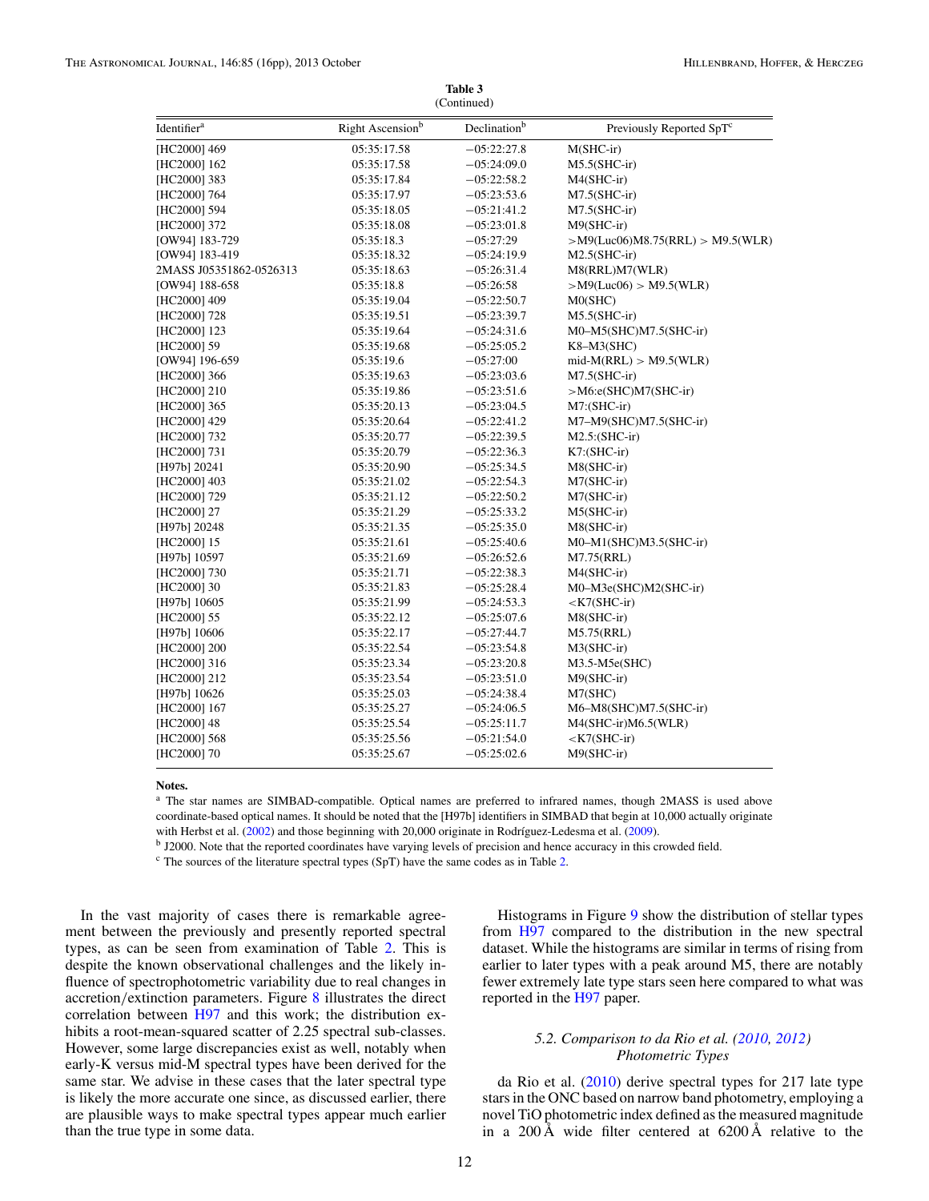**Table 3**
(Continued)

| Identifier[a] | Right Ascension[b] | Declination[b] | Previously Reported SpT[c] |
|---|---|---|---|
| [HC2000] 469 | 05:35:17.58 | −05:22:27.8 | M(SHC-ir) |
| [HC2000] 162 | 05:35:17.58 | −05:24:09.0 | M5.5(SHC-ir) |
| [HC2000] 383 | 05:35:17.84 | −05:22:58.2 | M4(SHC-ir) |
| [HC2000] 764 | 05:35:17.97 | −05:23:53.6 | M7.5(SHC-ir) |
| [HC2000] 594 | 05:35:18.05 | −05:21:41.2 | M7.5(SHC-ir) |
| [HC2000] 372 | 05:35:18.08 | −05:23:01.8 | M9(SHC-ir) |
| [OW94] 183-729 | 05:35:18.3 | −05:27:29 | >M9(Luc06)M8.75(RRL) > M9.5(WLR) |
| [OW94] 183-419 | 05:35:18.32 | −05:24:19.9 | M2.5(SHC-ir) |
| 2MASS J05351862-0526313 | 05:35:18.63 | −05:26:31.4 | M8(RRL)M7(WLR) |
| [OW94] 188-658 | 05:35:18.8 | −05:26:58 | >M9(Luc06) > M9.5(WLR) |
| [HC2000] 409 | 05:35:19.04 | −05:22:50.7 | M0(SHC) |
| [HC2000] 728 | 05:35:19.51 | −05:23:39.7 | M5.5(SHC-ir) |
| [HC2000] 123 | 05:35:19.64 | −05:24:31.6 | M0–M5(SHC)M7.5(SHC-ir) |
| [HC2000] 59 | 05:35:19.68 | −05:25:05.2 | K8–M3(SHC) |
| [OW94] 196-659 | 05:35:19.6 | −05:27:00 | mid-M(RRL) > M9.5(WLR) |
| [HC2000] 366 | 05:35:19.63 | −05:23:03.6 | M7.5(SHC-ir) |
| [HC2000] 210 | 05:35:19.86 | −05:23:51.6 | >M6:e(SHC)M7(SHC-ir) |
| [HC2000] 365 | 05:35:20.13 | −05:23:04.5 | M7:(SHC-ir) |
| [HC2000] 429 | 05:35:20.64 | −05:22:41.2 | M7–M9(SHC)M7.5(SHC-ir) |
| [HC2000] 732 | 05:35:20.77 | −05:22:39.5 | M2.5:(SHC-ir) |
| [HC2000] 731 | 05:35:20.79 | −05:22:36.3 | K7:(SHC-ir) |
| [H97b] 20241 | 05:35:20.90 | −05:25:34.5 | M8(SHC-ir) |
| [HC2000] 403 | 05:35:21.02 | −05:22:54.3 | M7(SHC-ir) |
| [HC2000] 729 | 05:35:21.12 | −05:22:50.2 | M7(SHC-ir) |
| [HC2000] 27 | 05:35:21.29 | −05:25:33.2 | M5(SHC-ir) |
| [H97b] 20248 | 05:35:21.35 | −05:25:35.0 | M8(SHC-ir) |
| [HC2000] 15 | 05:35:21.61 | −05:25:40.6 | M0–M1(SHC)M3.5(SHC-ir) |
| [H97b] 10597 | 05:35:21.69 | −05:26:52.6 | M7.75(RRL) |
| [HC2000] 730 | 05:35:21.71 | −05:22:38.3 | M4(SHC-ir) |
| [HC2000] 30 | 05:35:21.83 | −05:25:28.4 | M0–M3e(SHC)M2(SHC-ir) |
| [H97b] 10605 | 05:35:21.99 | −05:24:53.3 | <K7(SHC-ir) |
| [HC2000] 55 | 05:35:22.12 | −05:25:07.6 | M8(SHC-ir) |
| [H97b] 10606 | 05:35:22.17 | −05:27:44.7 | M5.75(RRL) |
| [HC2000] 200 | 05:35:22.54 | −05:23:54.8 | M3(SHC-ir) |
| [HC2000] 316 | 05:35:23.34 | −05:23:20.8 | M3.5-M5e(SHC) |
| [HC2000] 212 | 05:35:23.54 | −05:23:51.0 | M9(SHC-ir) |
| [H97b] 10626 | 05:35:25.03 | −05:24:38.4 | M7(SHC) |
| [HC2000] 167 | 05:35:25.27 | −05:24:06.5 | M6–M8(SHC)M7.5(SHC-ir) |
| [HC2000] 48 | 05:35:25.54 | −05:25:11.7 | M4(SHC-ir)M6.5(WLR) |
| [HC2000] 568 | 05:35:25.56 | −05:21:54.0 | <K7(SHC-ir) |
| [HC2000] 70 | 05:35:25.67 | −05:25:02.6 | M9(SHC-ir) |

**Notes.**
[a] The star names are SIMBAD-compatible. Optical names are preferred to infrared names, though 2MASS is used above coordinate-based optical names. It should be noted that the [H97b] identifiers in SIMBAD that begin at 10,000 actually originate with Herbst et al. (2002) and those beginning with 20,000 originate in Rodríguez-Ledesma et al. (2009).
[b] J2000. Note that the reported coordinates have varying levels of precision and hence accuracy in this crowded field.
[c] The sources of the literature spectral types (SpT) have the same codes as in Table 2.

In the vast majority of cases there is remarkable agreement between the previously and presently reported spectral types, as can be seen from examination of Table 2. This is despite the known observational challenges and the likely influence of spectrophotometric variability due to real changes in accretion/extinction parameters. Figure 8 illustrates the direct correlation between H97 and this work; the distribution exhibits a root-mean-squared scatter of 2.25 spectral sub-classes. However, some large discrepancies exist as well, notably when early-K versus mid-M spectral types have been derived for the same star. We advise in these cases that the later spectral type is likely the more accurate one since, as discussed earlier, there are plausible ways to make spectral types appear much earlier than the true type in some data.

Histograms in Figure 9 show the distribution of stellar types from H97 compared to the distribution in the new spectral dataset. While the histograms are similar in terms of rising from earlier to later types with a peak around M5, there are notably fewer extremely late type stars seen here compared to what was reported in the H97 paper.

### 5.2. Comparison to da Rio et al. (2010, 2012) Photometric Types

da Rio et al. (2010) derive spectral types for 217 late type stars in the ONC based on narrow band photometry, employing a novel TiO photometric index defined as the measured magnitude in a 200 Å wide filter centered at 6200 Å relative to the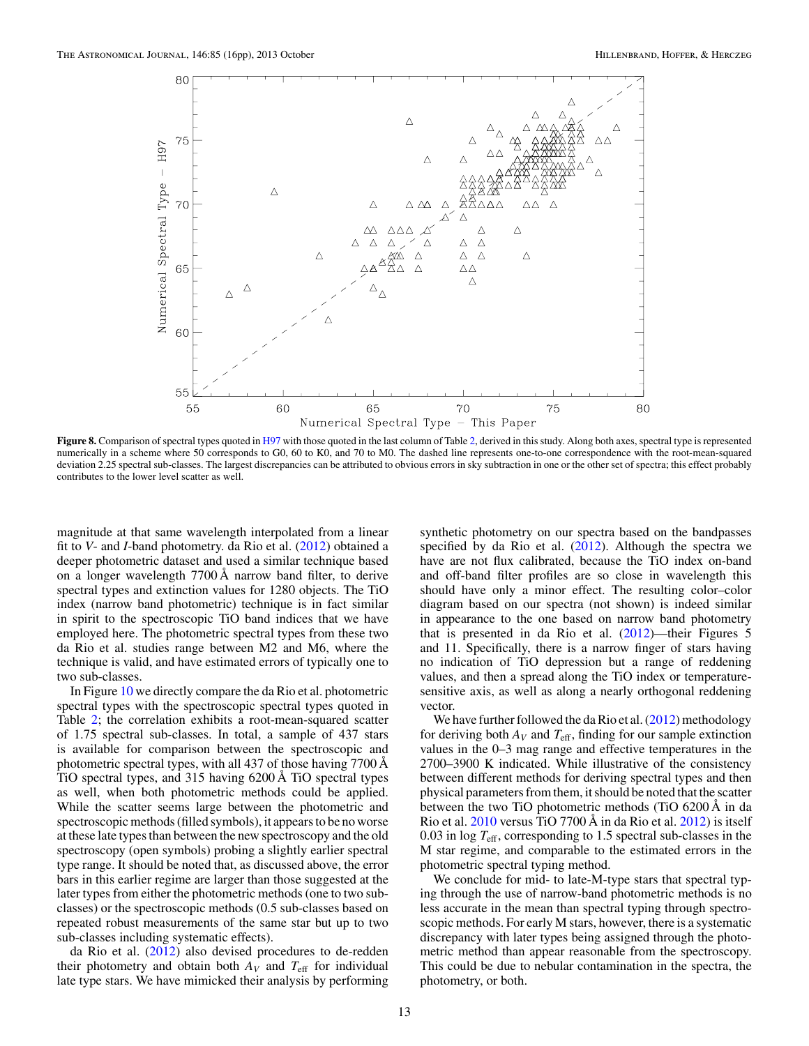**Figure 8.** Comparison of spectral types quoted in H97 with those quoted in the last column of Table 2, derived in this study. Along both axes, spectral type is represented numerically in a scheme where 50 corresponds to G0, 60 to K0, and 70 to M0. The dashed line represents one-to-one correspondence with the root-mean-squared deviation 2.25 spectral sub-classes. The largest discrepancies can be attributed to obvious errors in sky subtraction in one or the other set of spectra; this effect probably contributes to the lower level scatter as well.

magnitude at that same wavelength interpolated from a linear fit to $V$- and $I$-band photometry. da Rio et al. (2012) obtained a deeper photometric dataset and used a similar technique based on a longer wavelength 7700 Å narrow band filter, to derive spectral types and extinction values for 1280 objects. The TiO index (narrow band photometric) technique is in fact similar in spirit to the spectroscopic TiO band indices that we have employed here. The photometric spectral types from these two da Rio et al. studies range between M2 and M6, where the technique is valid, and have estimated errors of typically one to two sub-classes.

In Figure 10 we directly compare the da Rio et al. photometric spectral types with the spectroscopic spectral types quoted in Table 2; the correlation exhibits a root-mean-squared scatter of 1.75 spectral sub-classes. In total, a sample of 437 stars is available for comparison between the spectroscopic and photometric spectral types, with all 437 of those having 7700 Å TiO spectral types, and 315 having 6200 Å TiO spectral types as well, when both photometric methods could be applied. While the scatter seems large between the photometric and spectroscopic methods (filled symbols), it appears to be no worse at these late types than between the new spectroscopy and the old spectroscopy (open symbols) probing a slightly earlier spectral type range. It should be noted that, as discussed above, the error bars in this earlier regime are larger than those suggested at the later types from either the photometric methods (one to two sub-classes) or the spectroscopic methods (0.5 sub-classes based on repeated robust measurements of the same star but up to two sub-classes including systematic effects).

da Rio et al. (2012) also devised procedures to de-redden their photometry and obtain both $A_V$ and $T_{\rm eff}$ for individual late type stars. We have mimicked their analysis by performing synthetic photometry on our spectra based on the bandpasses specified by da Rio et al. (2012). Although the spectra we have are not flux calibrated, because the TiO index on-band and off-band filter profiles are so close in wavelength this should have only a minor effect. The resulting color–color diagram based on our spectra (not shown) is indeed similar in appearance to the one based on narrow band photometry that is presented in da Rio et al. (2012)—their Figures 5 and 11. Specifically, there is a narrow finger of stars having no indication of TiO depression but a range of reddening values, and then a spread along the TiO index or temperature-sensitive axis, as well as along a nearly orthogonal reddening vector.

We have further followed the da Rio et al. (2012) methodology for deriving both $A_V$ and $T_{\rm eff}$, finding for our sample extinction values in the 0–3 mag range and effective temperatures in the 2700–3900 K indicated. While illustrative of the consistency between different methods for deriving spectral types and then physical parameters from them, it should be noted that the scatter between the two TiO photometric methods (TiO 6200 Å in da Rio et al. 2010 versus TiO 7700 Å in da Rio et al. 2012) is itself 0.03 in log $T_{\rm eff}$, corresponding to 1.5 spectral sub-classes in the M star regime, and comparable to the estimated errors in the photometric spectral typing method.

We conclude for mid- to late-M-type stars that spectral typing through the use of narrow-band photometric methods is no less accurate in the mean than spectral typing through spectroscopic methods. For early M stars, however, there is a systematic discrepancy with later types being assigned through the photometric method than appear reasonable from the spectroscopy. This could be due to nebular contamination in the spectra, the photometry, or both.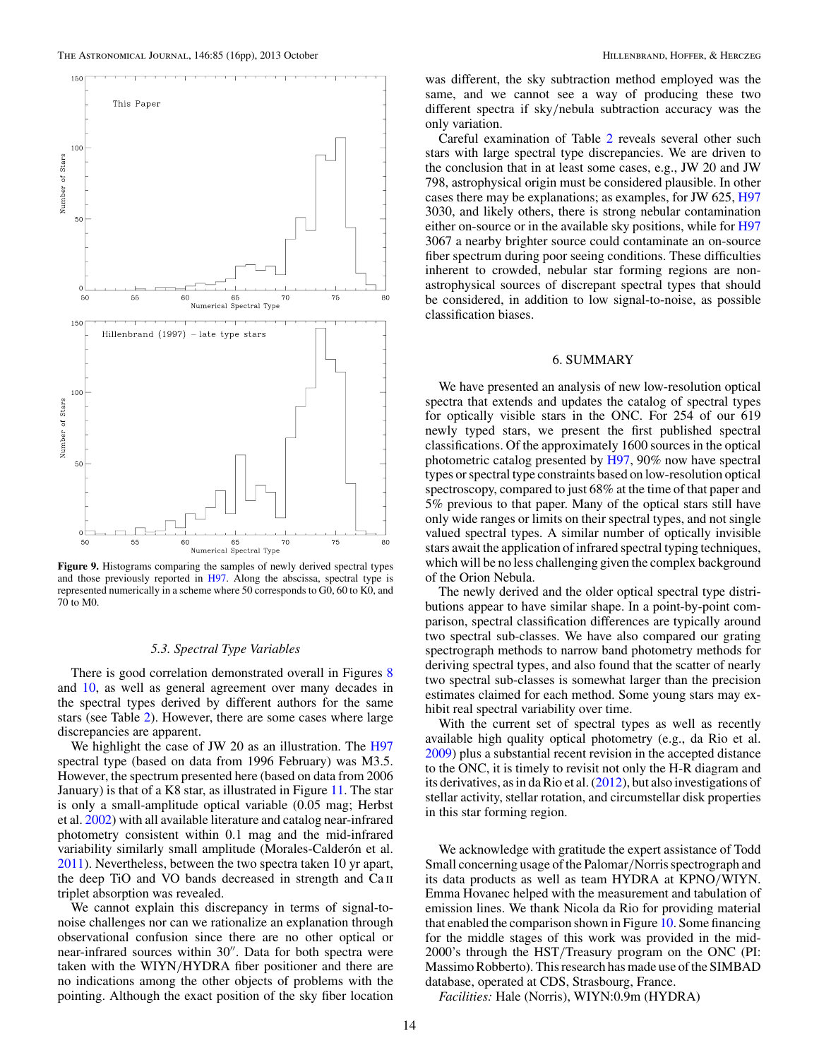Figure 9. Histograms comparing the samples of newly derived spectral types and those previously reported in H97. Along the abscissa, spectral type is represented numerically in a scheme where 50 corresponds to G0, 60 to K0, and 70 to M0.

### 5.3. Spectral Type Variables

There is good correlation demonstrated overall in Figures 8 and 10, as well as general agreement over many decades in the spectral types derived by different authors for the same stars (see Table 2). However, there are some cases where large discrepancies are apparent.

We highlight the case of JW 20 as an illustration. The H97 spectral type (based on data from 1996 February) was M3.5. However, the spectrum presented here (based on data from 2006 January) is that of a K8 star, as illustrated in Figure 11. The star is only a small-amplitude optical variable (0.05 mag; Herbst et al. 2002) with all available literature and catalog near-infrared photometry consistent within 0.1 mag and the mid-infrared variability similarly small amplitude (Morales-Calderón et al. 2011). Nevertheless, between the two spectra taken 10 yr apart, the deep TiO and VO bands decreased in strength and Ca II triplet absorption was revealed.

We cannot explain this discrepancy in terms of signal-to-noise challenges nor can we rationalize an explanation through observational confusion since there are no other optical or near-infrared sources within 30″. Data for both spectra were taken with the WIYN/HYDRA fiber positioner and there are no indications among the other objects of problems with the pointing. Although the exact position of the sky fiber location was different, the sky subtraction method employed was the same, and we cannot see a way of producing these two different spectra if sky/nebula subtraction accuracy was the only variation.

Careful examination of Table 2 reveals several other such stars with large spectral type discrepancies. We are driven to the conclusion that in at least some cases, e.g., JW 20 and JW 798, astrophysical origin must be considered plausible. In other cases there may be explanations; as examples, for JW 625, H97 3030, and likely others, there is strong nebular contamination either on-source or in the available sky positions, while for H97 3067 a nearby brighter source could contaminate an on-source fiber spectrum during poor seeing conditions. These difficulties inherent to crowded, nebular star forming regions are non-astrophysical sources of discrepant spectral types that should be considered, in addition to low signal-to-noise, as possible classification biases.

## 6. SUMMARY

We have presented an analysis of new low-resolution optical spectra that extends and updates the catalog of spectral types for optically visible stars in the ONC. For 254 of our 619 newly typed stars, we present the first published spectral classifications. Of the approximately 1600 sources in the optical photometric catalog presented by H97, 90% now have spectral types or spectral type constraints based on low-resolution optical spectroscopy, compared to just 68% at the time of that paper and 5% previous to that paper. Many of the optical stars still have only wide ranges or limits on their spectral types, and not single valued spectral types. A similar number of optically invisible stars await the application of infrared spectral typing techniques, which will be no less challenging given the complex background of the Orion Nebula.

The newly derived and the older optical spectral type distributions appear to have similar shape. In a point-by-point comparison, spectral classification differences are typically around two spectral sub-classes. We have also compared our grating spectrograph methods to narrow band photometry methods for deriving spectral types, and also found that the scatter of nearly two spectral sub-classes is somewhat larger than the precision estimates claimed for each method. Some young stars may exhibit real spectral variability over time.

With the current set of spectral types as well as recently available high quality optical photometry (e.g., da Rio et al. 2009) plus a substantial recent revision in the accepted distance to the ONC, it is timely to revisit not only the H-R diagram and its derivatives, as in da Rio et al. (2012), but also investigations of stellar activity, stellar rotation, and circumstellar disk properties in this star forming region.

We acknowledge with gratitude the expert assistance of Todd Small concerning usage of the Palomar/Norris spectrograph and its data products as well as team HYDRA at KPNO/WIYN. Emma Hovanec helped with the measurement and tabulation of emission lines. We thank Nicola da Rio for providing material that enabled the comparison shown in Figure 10. Some financing for the middle stages of this work was provided in the mid-2000's through the HST/Treasury program on the ONC (PI: Massimo Robberto). This research has made use of the SIMBAD database, operated at CDS, Strasbourg, France.

*Facilities:* Hale (Norris), WIYN:0.9m (HYDRA)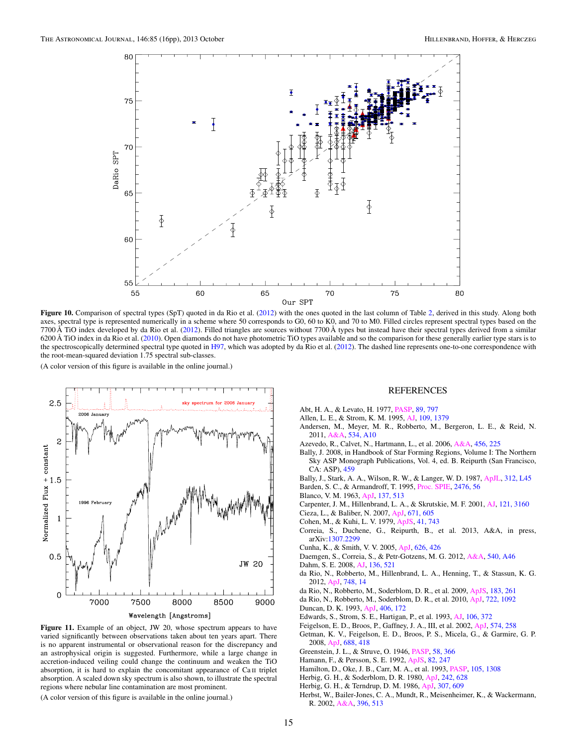**Figure 10.** Comparison of spectral types (SpT) quoted in da Rio et al. (2012) with the ones quoted in the last column of Table 2, derived in this study. Along both axes, spectral type is represented numerically in a scheme where 50 corresponds to G0, 60 to K0, and 70 to M0. Filled circles represent spectral types based on the 7700 Å TiO index developed by da Rio et al. (2012). Filled triangles are sources without 7700 Å types but instead have their spectral types derived from a similar 6200 Å TiO index in da Rio et al. (2010). Open diamonds do not have photometric TiO types available and so the comparison for these generally earlier type stars is to the spectroscopically determined spectral type quoted in H97, which was adopted by da Rio et al. (2012). The dashed line represents one-to-one correspondence with the root-mean-squared deviation 1.75 spectral sub-classes.

(A color version of this figure is available in the online journal.)

**Figure 11.** Example of an object, JW 20, whose spectrum appears to have varied significantly between observations taken about ten years apart. There is no apparent instrumental or observational reason for the discrepancy and an astrophysical origin is suggested. Furthermore, while a large change in accretion-induced veiling could change the continuum and weaken the TiO absorption, it is hard to explain the concomitant appearance of Ca II triplet absorption. A scaled down sky spectrum is also shown, to illustrate the spectral regions where nebular line contamination are most prominent.

(A color version of this figure is available in the online journal.)

## REFERENCES

Abt, H. A., & Levato, H. 1977, PASP, 89, 797
Allen, L. E., & Strom, K. M. 1995, AJ, 109, 1379
Andersen, M., Meyer, M. R., Robberto, M., Bergeron, L. E., & Reid, N. 2011, A&A, 534, A10
Azevedo, R., Calvet, N., Hartmann, L., et al. 2006, A&A, 456, 225
Bally, J. 2008, in Handbook of Star Forming Regions, Volume I: The Northern Sky ASP Monograph Publications, Vol. 4, ed. B. Reipurth (San Francisco, CA: ASP), 459
Bally, J., Stark, A. A., Wilson, R. W., & Langer, W. D. 1987, ApJL, 312, L45
Barden, S. C., & Armandroff, T. 1995, Proc. SPIE, 2476, 56
Blanco, V. M. 1963, ApJ, 137, 513
Carpenter, J. M., Hillenbrand, L. A., & Skrutskie, M. F. 2001, AJ, 121, 3160
Cieza, L., & Baliber, N. 2007, ApJ, 671, 605
Cohen, M., & Kuhi, L. V. 1979, ApJS, 41, 743
Correia, S., Duchene, G., Reipurth, B., et al. 2013, A&A, in press, arXiv:1307.2299
Cunha, K., & Smith, V. V. 2005, ApJ, 626, 426
Daemgen, S., Correia, S., & Petr-Gotzens, M. G. 2012, A&A, 540, A46
Dahm, S. E. 2008, AJ, 136, 521
da Rio, N., Robberto, M., Hillenbrand, L. A., Henning, T., & Stassun, K. G. 2012, ApJ, 748, 14
da Rio, N., Robberto, M., Soderblom, D. R., et al. 2009, ApJS, 183, 261
da Rio, N., Robberto, M., Soderblom, D. R., et al. 2010, ApJ, 722, 1092
Duncan, D. K. 1993, ApJ, 406, 172
Edwards, S., Strom, S. E., Hartigan, P., et al. 1993, AJ, 106, 372
Feigelson, E. D., Broos, P., Gaffney, J. A., III, et al. 2002, ApJ, 574, 258
Getman, K. V., Feigelson, E. D., Broos, P. S., Micela, G., & Garmire, G. P. 2008, ApJ, 688, 418
Greenstein, J. L., & Struve, O. 1946, PASP, 58, 366
Hamann, F., & Persson, S. E. 1992, ApJS, 82, 247
Hamilton, D., Oke, J. B., Carr, M. A., et al. 1993, PASP, 105, 1308
Herbig, G. H., & Soderblom, D. R. 1980, ApJ, 242, 628
Herbig, G. H., & Terndrup, D. M. 1986, ApJ, 307, 609
Herbst, W., Bailer-Jones, C. A., Mundt, R., Meisenheimer, K., & Wackermann, R. 2002, A&A, 396, 513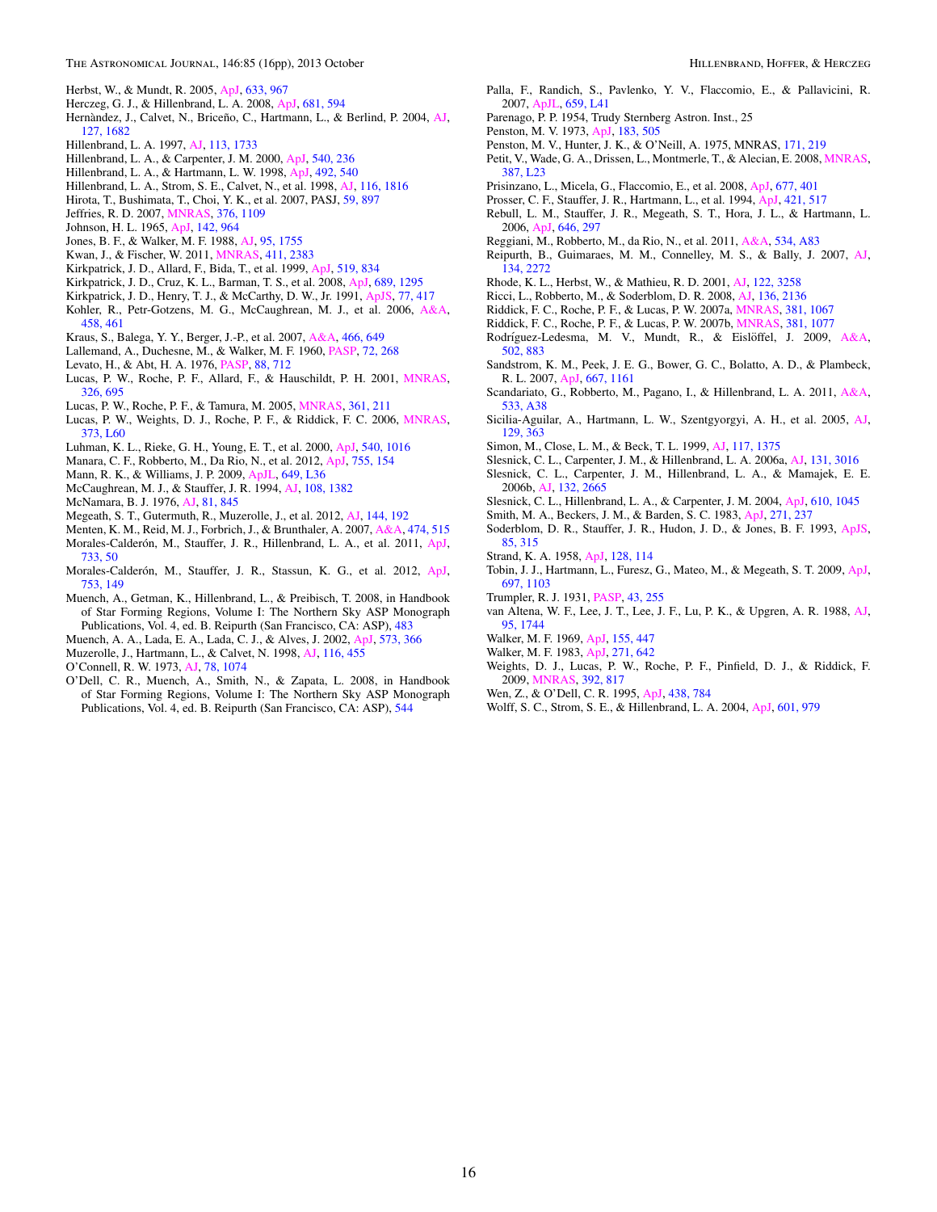Herbst, W., & Mundt, R. 2005, ApJ, 633, 967

Herczeg, G. J., & Hillenbrand, L. A. 2008, ApJ, 681, 594

Hernàndez, J., Calvet, N., Briceño, C., Hartmann, L., & Berlind, P. 2004, AJ, 127, 1682

Hillenbrand, L. A. 1997, AJ, 113, 1733

Hillenbrand, L. A., & Carpenter, J. M. 2000, ApJ, 540, 236

Hillenbrand, L. A., & Hartmann, L. W. 1998, ApJ, 492, 540

Hillenbrand, L. A., Strom, S. E., Calvet, N., et al. 1998, AJ, 116, 1816

Hirota, T., Bushimata, T., Choi, Y. K., et al. 2007, PASJ, 59, 897

Jeffries, R. D. 2007, MNRAS, 376, 1109

Johnson, H. L. 1965, ApJ, 142, 964

Jones, B. F., & Walker, M. F. 1988, AJ, 95, 1755

Kwan, J., & Fischer, W. 2011, MNRAS, 411, 2383

Kirkpatrick, J. D., Allard, F., Bida, T., et al. 1999, ApJ, 519, 834

Kirkpatrick, J. D., Cruz, K. L., Barman, T. S., et al. 2008, ApJ, 689, 1295

Kirkpatrick, J. D., Henry, T. J., & McCarthy, D. W., Jr. 1991, ApJS, 77, 417

Kohler, R., Petr-Gotzens, M. G., McCaughrean, M. J., et al. 2006, A&A, 458, 461

Kraus, S., Balega, Y. Y., Berger, J.-P., et al. 2007, A&A, 466, 649

Lallemand, A., Duchesne, M., & Walker, M. F. 1960, PASP, 72, 268

Levato, H., & Abt, H. A. 1976, PASP, 88, 712

Lucas, P. W., Roche, P. F., Allard, F., & Hauschildt, P. H. 2001, MNRAS, 326, 695

Lucas, P. W., Roche, P. F., & Tamura, M. 2005, MNRAS, 361, 211

Lucas, P. W., Weights, D. J., Roche, P. F., & Riddick, F. C. 2006, MNRAS, 373, L60

Luhman, K. L., Rieke, G. H., Young, E. T., et al. 2000, ApJ, 540, 1016

Manara, C. F., Robberto, M., Da Rio, N., et al. 2012, ApJ, 755, 154

Mann, R. K., & Williams, J. P. 2009, ApJL, 649, L36

McCaughrean, M. J., & Stauffer, J. R. 1994, AJ, 108, 1382

McNamara, B. J. 1976, AJ, 81, 845

Megeath, S. T., Gutermuth, R., Muzerolle, J., et al. 2012, AJ, 144, 192

Menten, K. M., Reid, M. J., Forbrich, J., & Brunthaler, A. 2007, A&A, 474, 515

Morales-Calderón, M., Stauffer, J. R., Hillenbrand, L. A., et al. 2011, ApJ, 733, 50

Morales-Calderón, M., Stauffer, J. R., Stassun, K. G., et al. 2012, ApJ, 753, 149

Muench, A., Getman, K., Hillenbrand, L., & Preibisch, T. 2008, in Handbook of Star Forming Regions, Volume I: The Northern Sky ASP Monograph Publications, Vol. 4, ed. B. Reipurth (San Francisco, CA: ASP), 483

Muench, A. A., Lada, E. A., Lada, C. J., & Alves, J. 2002, ApJ, 573, 366

Muzerolle, J., Hartmann, L., & Calvet, N. 1998, AJ, 116, 455

O'Connell, R. W. 1973, AJ, 78, 1074

O'Dell, C. R., Muench, A., Smith, N., & Zapata, L. 2008, in Handbook of Star Forming Regions, Volume I: The Northern Sky ASP Monograph Publications, Vol. 4, ed. B. Reipurth (San Francisco, CA: ASP), 544

Palla, F., Randich, S., Pavlenko, Y. V., Flaccomio, E., & Pallavicini, R. 2007, ApJL, 659, L41

Parenago, P. P. 1954, Trudy Sternberg Astron. Inst., 25

Penston, M. V. 1973, ApJ, 183, 505

Penston, M. V., Hunter, J. K., & O'Neill, A. 1975, MNRAS, 171, 219

Petit, V., Wade, G. A., Drissen, L., Montmerle, T., & Alecian, E. 2008, MNRAS, 387, L23

Prisinzano, L., Micela, G., Flaccomio, E., et al. 2008, ApJ, 677, 401

Prosser, C. F., Stauffer, J. R., Hartmann, L., et al. 1994, ApJ, 421, 517

Rebull, L. M., Stauffer, J. R., Megeath, S. T., Hora, J. L., & Hartmann, L. 2006, ApJ, 646, 297

Reggiani, M., Robberto, M., da Rio, N., et al. 2011, A&A, 534, A83

Reipurth, B., Guimaraes, M. M., Connelley, M. S., & Bally, J. 2007, AJ, 134, 2272

Rhode, K. L., Herbst, W., & Mathieu, R. D. 2001, AJ, 122, 3258

Ricci, L., Robberto, M., & Soderblom, D. R. 2008, AJ, 136, 2136

Riddick, F. C., Roche, P. F., & Lucas, P. W. 2007a, MNRAS, 381, 1067

Riddick, F. C., Roche, P. F., & Lucas, P. W. 2007b, MNRAS, 381, 1077

Rodríguez-Ledesma, M. V., Mundt, R., & Eislöffel, J. 2009, A&A, 502, 883

Sandstrom, K. M., Peek, J. E. G., Bower, G. C., Bolatto, A. D., & Plambeck, R. L. 2007, ApJ, 667, 1161

Scandariato, G., Robberto, M., Pagano, I., & Hillenbrand, L. A. 2011, A&A, 533, A38

Sicilia-Aguilar, A., Hartmann, L. W., Szentgyorgyi, A. H., et al. 2005, AJ, 129, 363

Simon, M., Close, L. M., & Beck, T. L. 1999, AJ, 117, 1375

Slesnick, C. L., Carpenter, J. M., & Hillenbrand, L. A. 2006a, AJ, 131, 3016

Slesnick, C. L., Carpenter, J. M., Hillenbrand, L. A., & Mamajek, E. E. 2006b, AJ, 132, 2665

Slesnick, C. L., Hillenbrand, L. A., & Carpenter, J. M. 2004, ApJ, 610, 1045

Smith, M. A., Beckers, J. M., & Barden, S. C. 1983, ApJ, 271, 237

Soderblom, D. R., Stauffer, J. R., Hudon, J. D., & Jones, B. F. 1993, ApJS, 85, 315

Strand, K. A. 1958, ApJ, 128, 114

Tobin, J. J., Hartmann, L., Furesz, G., Mateo, M., & Megeath, S. T. 2009, ApJ, 697, 1103

Trumpler, R. J. 1931, PASP, 43, 255

van Altena, W. F., Lee, J. T., Lee, J. F., Lu, P. K., & Upgren, A. R. 1988, AJ, 95, 1744

Walker, M. F. 1969, ApJ, 155, 447

Walker, M. F. 1983, ApJ, 271, 642

Weights, D. J., Lucas, P. W., Roche, P. F., Pinfield, D. J., & Riddick, F. 2009, MNRAS, 392, 817

Wen, Z., & O'Dell, C. R. 1995, ApJ, 438, 784

Wolff, S. C., Strom, S. E., & Hillenbrand, L. A. 2004, ApJ, 601, 979